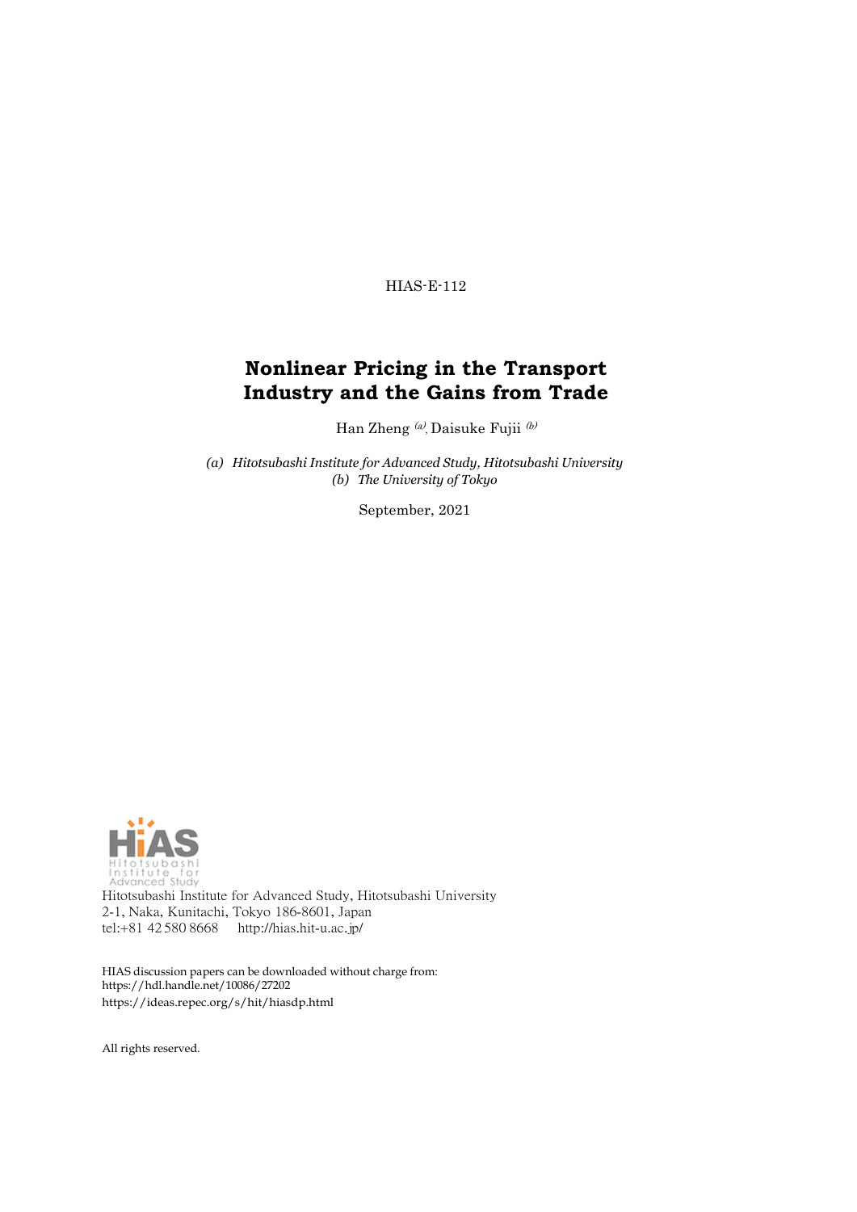HIAS-E-112

# Nonlinear Pricing in the Transport Industry and the Gains from Trade

Han Zheng [(a)], Daisuke Fujii [(b)]

*(a) Hitotsubashi Institute for Advanced Study, Hitotsubashi University*
*(b) The University of Tokyo*

September, 2021

Hitotsubashi Institute for Advanced Study, Hitotsubashi University
2-1, Naka, Kunitachi, Tokyo 186-8601, Japan
tel:+81 42 580 8668 http://hias.hit-u.ac.jp/

HIAS discussion papers can be downloaded without charge from:
https://hdl.handle.net/10086/27202
https://ideas.repec.org/s/hit/hiasdp.html

All rights reserved.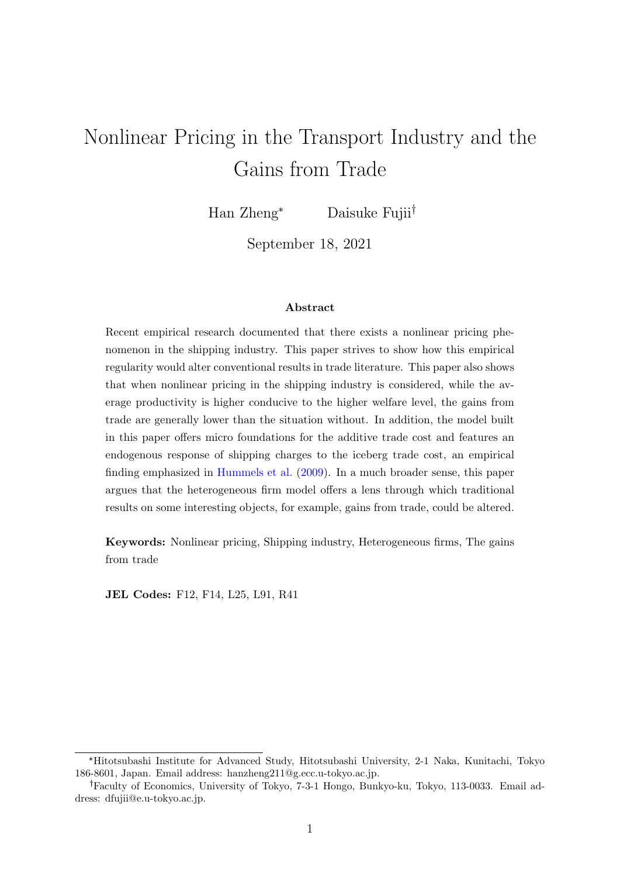# Nonlinear Pricing in the Transport Industry and the Gains from Trade

Han Zheng[*] Daisuke Fujii[†]

September 18, 2021

### Abstract

Recent empirical research documented that there exists a nonlinear pricing phenomenon in the shipping industry. This paper strives to show how this empirical regularity would alter conventional results in trade literature. This paper also shows that when nonlinear pricing in the shipping industry is considered, while the average productivity is higher conducive to the higher welfare level, the gains from trade are generally lower than the situation without. In addition, the model built in this paper offers micro foundations for the additive trade cost and features an endogenous response of shipping charges to the iceberg trade cost, an empirical finding emphasized in Hummels et al. (2009). In a much broader sense, this paper argues that the heterogeneous firm model offers a lens through which traditional results on some interesting objects, for example, gains from trade, could be altered.

**Keywords:** Nonlinear pricing, Shipping industry, Heterogeneous firms, The gains from trade

**JEL Codes:** F12, F14, L25, L91, R41

---

[*] Hitotsubashi Institute for Advanced Study, Hitotsubashi University, 2-1 Naka, Kunitachi, Tokyo 186-8601, Japan. Email address: hanzheng211@g.ecc.u-tokyo.ac.jp.

[†] Faculty of Economics, University of Tokyo, 7-3-1 Hongo, Bunkyo-ku, Tokyo, 113-0033. Email address: dfujii@e.u-tokyo.ac.jp.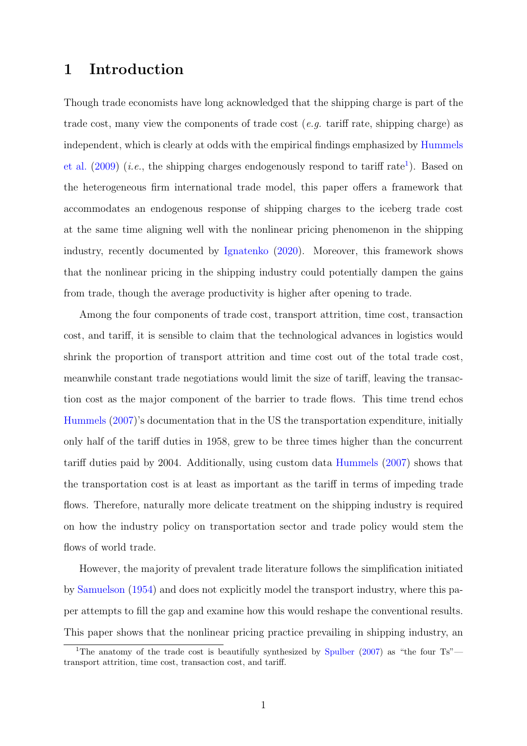# 1 Introduction

Though trade economists have long acknowledged that the shipping charge is part of the trade cost, many view the components of trade cost (*e.g.* tariff rate, shipping charge) as independent, which is clearly at odds with the empirical findings emphasized by Hummels et al. (2009) (*i.e.*, the shipping charges endogenously respond to tariff rate[1]). Based on the heterogeneous firm international trade model, this paper offers a framework that accommodates an endogenous response of shipping charges to the iceberg trade cost at the same time aligning well with the nonlinear pricing phenomenon in the shipping industry, recently documented by Ignatenko (2020). Moreover, this framework shows that the nonlinear pricing in the shipping industry could potentially dampen the gains from trade, though the average productivity is higher after opening to trade.

Among the four components of trade cost, transport attrition, time cost, transaction cost, and tariff, it is sensible to claim that the technological advances in logistics would shrink the proportion of transport attrition and time cost out of the total trade cost, meanwhile constant trade negotiations would limit the size of tariff, leaving the transaction cost as the major component of the barrier to trade flows. This time trend echos Hummels (2007)'s documentation that in the US the transportation expenditure, initially only half of the tariff duties in 1958, grew to be three times higher than the concurrent tariff duties paid by 2004. Additionally, using custom data Hummels (2007) shows that the transportation cost is at least as important as the tariff in terms of impeding trade flows. Therefore, naturally more delicate treatment on the shipping industry is required on how the industry policy on transportation sector and trade policy would stem the flows of world trade.

However, the majority of prevalent trade literature follows the simplification initiated by Samuelson (1954) and does not explicitly model the transport industry, where this paper attempts to fill the gap and examine how this would reshape the conventional results. This paper shows that the nonlinear pricing practice prevailing in shipping industry, an

[1] The anatomy of the trade cost is beautifully synthesized by Spulber (2007) as "the four Ts"—transport attrition, time cost, transaction cost, and tariff.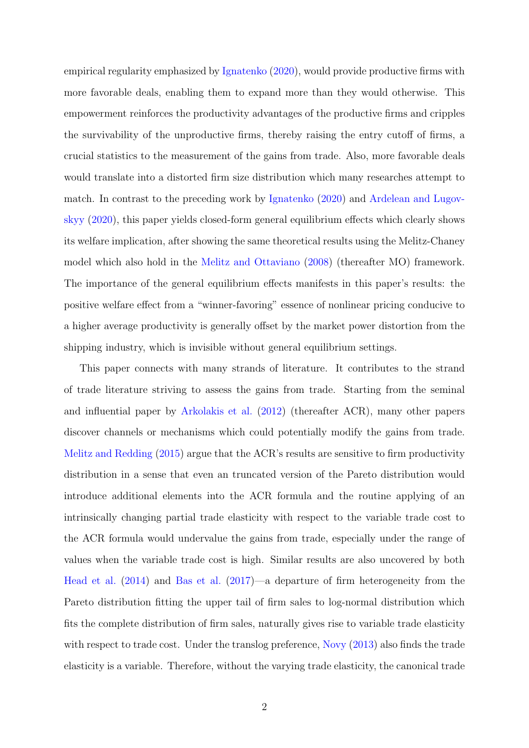empirical regularity emphasized by Ignatenko (2020), would provide productive firms with more favorable deals, enabling them to expand more than they would otherwise. This empowerment reinforces the productivity advantages of the productive firms and cripples the survivability of the unproductive firms, thereby raising the entry cutoff of firms, a crucial statistics to the measurement of the gains from trade. Also, more favorable deals would translate into a distorted firm size distribution which many researches attempt to match. In contrast to the preceding work by Ignatenko (2020) and Ardelean and Lugovskyy (2020), this paper yields closed-form general equilibrium effects which clearly shows its welfare implication, after showing the same theoretical results using the Melitz-Chaney model which also hold in the Melitz and Ottaviano (2008) (thereafter MO) framework. The importance of the general equilibrium effects manifests in this paper's results: the positive welfare effect from a "winner-favoring" essence of nonlinear pricing conducive to a higher average productivity is generally offset by the market power distortion from the shipping industry, which is invisible without general equilibrium settings.

This paper connects with many strands of literature. It contributes to the strand of trade literature striving to assess the gains from trade. Starting from the seminal and influential paper by Arkolakis et al. (2012) (thereafter ACR), many other papers discover channels or mechanisms which could potentially modify the gains from trade. Melitz and Redding (2015) argue that the ACR's results are sensitive to firm productivity distribution in a sense that even an truncated version of the Pareto distribution would introduce additional elements into the ACR formula and the routine applying of an intrinsically changing partial trade elasticity with respect to the variable trade cost to the ACR formula would undervalue the gains from trade, especially under the range of values when the variable trade cost is high. Similar results are also uncovered by both Head et al. (2014) and Bas et al. (2017)—a departure of firm heterogeneity from the Pareto distribution fitting the upper tail of firm sales to log-normal distribution which fits the complete distribution of firm sales, naturally gives rise to variable trade elasticity with respect to trade cost. Under the translog preference, Novy (2013) also finds the trade elasticity is a variable. Therefore, without the varying trade elasticity, the canonical trade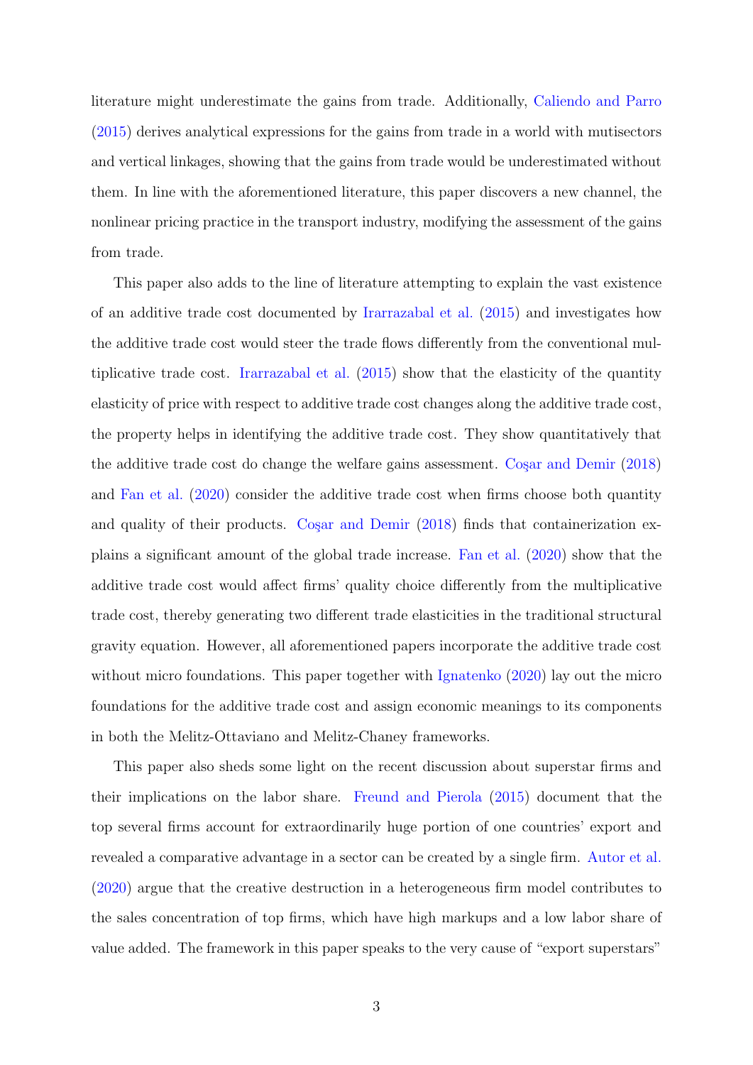literature might underestimate the gains from trade. Additionally, Caliendo and Parro (2015) derives analytical expressions for the gains from trade in a world with mutisectors and vertical linkages, showing that the gains from trade would be underestimated without them. In line with the aforementioned literature, this paper discovers a new channel, the nonlinear pricing practice in the transport industry, modifying the assessment of the gains from trade.

This paper also adds to the line of literature attempting to explain the vast existence of an additive trade cost documented by Irarrazabal et al. (2015) and investigates how the additive trade cost would steer the trade flows differently from the conventional multiplicative trade cost. Irarrazabal et al. (2015) show that the elasticity of the quantity elasticity of price with respect to additive trade cost changes along the additive trade cost, the property helps in identifying the additive trade cost. They show quantitatively that the additive trade cost do change the welfare gains assessment. Coşar and Demir (2018) and Fan et al. (2020) consider the additive trade cost when firms choose both quantity and quality of their products. Coşar and Demir (2018) finds that containerization explains a significant amount of the global trade increase. Fan et al. (2020) show that the additive trade cost would affect firms' quality choice differently from the multiplicative trade cost, thereby generating two different trade elasticities in the traditional structural gravity equation. However, all aforementioned papers incorporate the additive trade cost without micro foundations. This paper together with Ignatenko (2020) lay out the micro foundations for the additive trade cost and assign economic meanings to its components in both the Melitz-Ottaviano and Melitz-Chaney frameworks.

This paper also sheds some light on the recent discussion about superstar firms and their implications on the labor share. Freund and Pierola (2015) document that the top several firms account for extraordinarily huge portion of one countries' export and revealed a comparative advantage in a sector can be created by a single firm. Autor et al. (2020) argue that the creative destruction in a heterogeneous firm model contributes to the sales concentration of top firms, which have high markups and a low labor share of value added. The framework in this paper speaks to the very cause of "export superstars"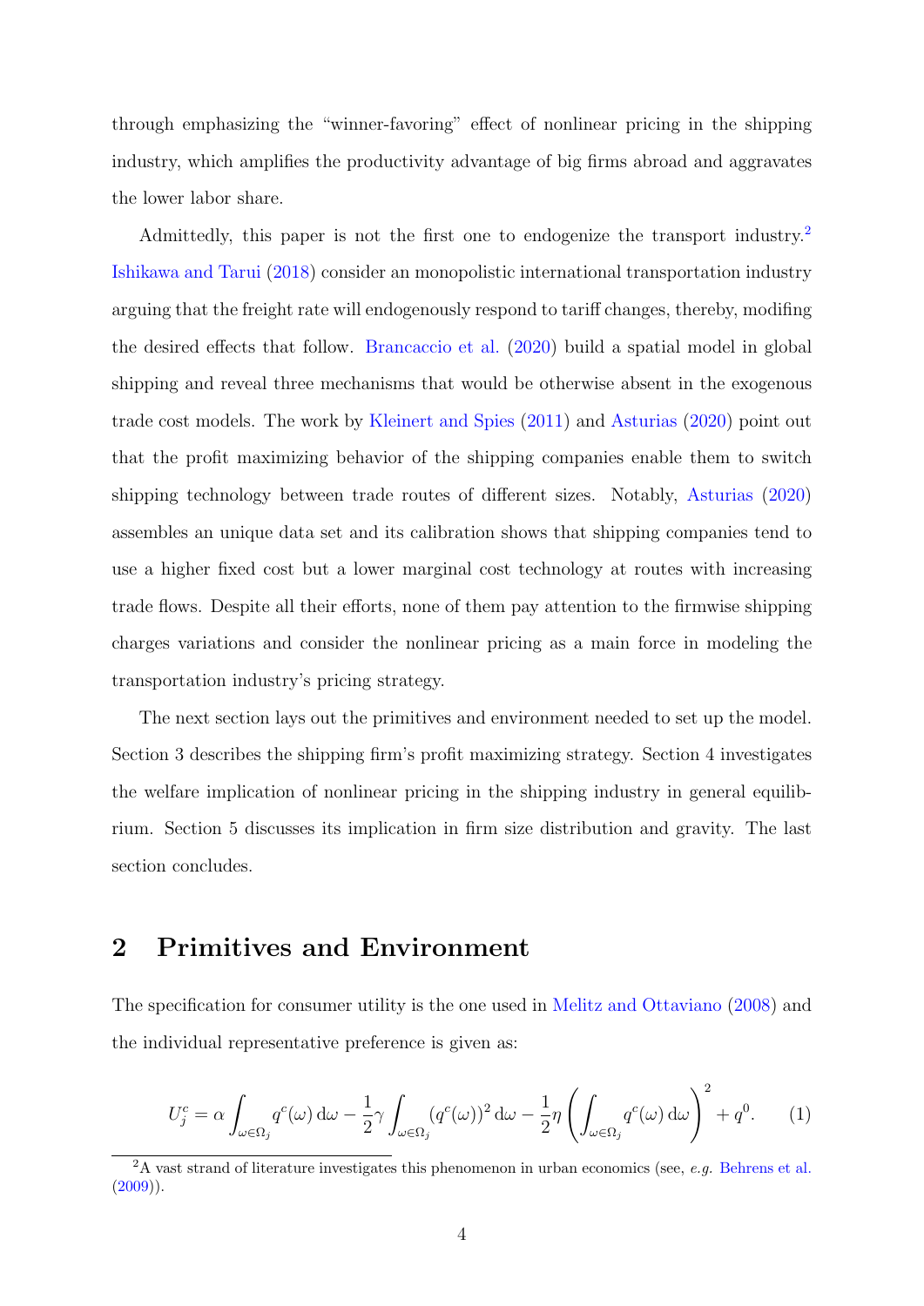through emphasizing the "winner-favoring" effect of nonlinear pricing in the shipping industry, which amplifies the productivity advantage of big firms abroad and aggravates the lower labor share.

Admittedly, this paper is not the first one to endogenize the transport industry.[2] Ishikawa and Tarui (2018) consider an monopolistic international transportation industry arguing that the freight rate will endogenously respond to tariff changes, thereby, modifing the desired effects that follow. Brancaccio et al. (2020) build a spatial model in global shipping and reveal three mechanisms that would be otherwise absent in the exogenous trade cost models. The work by Kleinert and Spies (2011) and Asturias (2020) point out that the profit maximizing behavior of the shipping companies enable them to switch shipping technology between trade routes of different sizes. Notably, Asturias (2020) assembles an unique data set and its calibration shows that shipping companies tend to use a higher fixed cost but a lower marginal cost technology at routes with increasing trade flows. Despite all their efforts, none of them pay attention to the firmwise shipping charges variations and consider the nonlinear pricing as a main force in modeling the transportation industry's pricing strategy.

The next section lays out the primitives and environment needed to set up the model. Section 3 describes the shipping firm's profit maximizing strategy. Section 4 investigates the welfare implication of nonlinear pricing in the shipping industry in general equilibrium. Section 5 discusses its implication in firm size distribution and gravity. The last section concludes.

## 2 Primitives and Environment

The specification for consumer utility is the one used in Melitz and Ottaviano (2008) and the individual representative preference is given as:

$$U_j^c = \alpha \int_{\omega \in \Omega_j} q^c(\omega)\, \mathrm{d}\omega - \frac{1}{2}\gamma \int_{\omega \in \Omega_j} (q^c(\omega))^2\, \mathrm{d}\omega - \frac{1}{2}\eta \left( \int_{\omega \in \Omega_j} q^c(\omega)\, \mathrm{d}\omega \right)^2 + q^0. \tag{1}$$

[2] A vast strand of literature investigates this phenomenon in urban economics (see, *e.g.* Behrens et al. (2009)).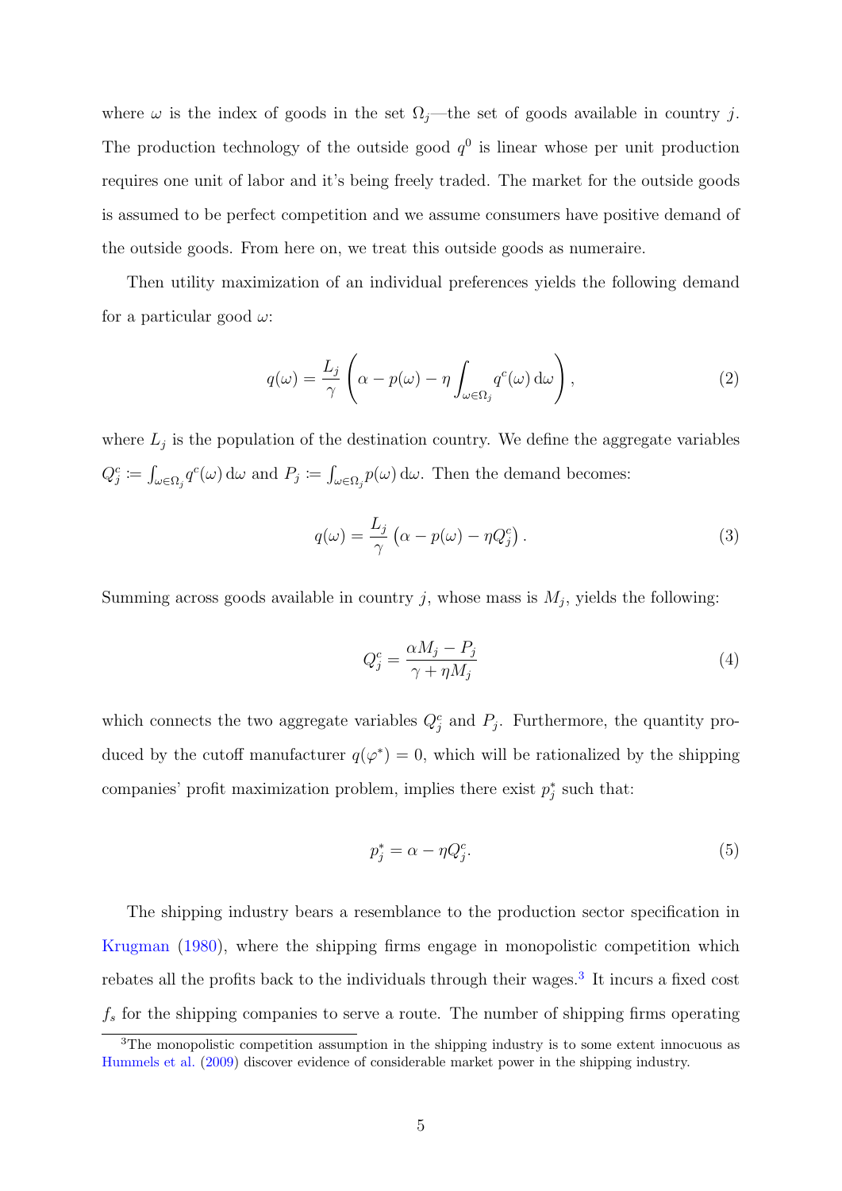where $\omega$ is the index of goods in the set $\Omega_j$—the set of goods available in country $j$. The production technology of the outside good $q^0$ is linear whose per unit production requires one unit of labor and it's being freely traded. The market for the outside goods is assumed to be perfect competition and we assume consumers have positive demand of the outside goods. From here on, we treat this outside goods as numeraire.

Then utility maximization of an individual preferences yields the following demand for a particular good $\omega$:

$$q(\omega) = \frac{L_j}{\gamma} \left( \alpha - p(\omega) - \eta \int_{\omega \in \Omega_j} q^c(\omega) \, \mathrm{d}\omega \right), \tag{2}$$

where $L_j$ is the population of the destination country. We define the aggregate variables $Q_j^c \coloneqq \int_{\omega \in \Omega_j} q^c(\omega) \, \mathrm{d}\omega$ and $P_j \coloneqq \int_{\omega \in \Omega_j} p(\omega) \, \mathrm{d}\omega$. Then the demand becomes:

$$q(\omega) = \frac{L_j}{\gamma} \left( \alpha - p(\omega) - \eta Q_j^c \right). \tag{3}$$

Summing across goods available in country $j$, whose mass is $M_j$, yields the following:

$$Q_j^c = \frac{\alpha M_j - P_j}{\gamma + \eta M_j} \tag{4}$$

which connects the two aggregate variables $Q_j^c$ and $P_j$. Furthermore, the quantity produced by the cutoff manufacturer $q(\varphi^*) = 0$, which will be rationalized by the shipping companies' profit maximization problem, implies there exist $p_j^*$ such that:

$$p_j^* = \alpha - \eta Q_j^c. \tag{5}$$

The shipping industry bears a resemblance to the production sector specification in Krugman (1980), where the shipping firms engage in monopolistic competition which rebates all the profits back to the individuals through their wages.[3] It incurs a fixed cost $f_s$ for the shipping companies to serve a route. The number of shipping firms operating

[3] The monopolistic competition assumption in the shipping industry is to some extent innocuous as Hummels et al. (2009) discover evidence of considerable market power in the shipping industry.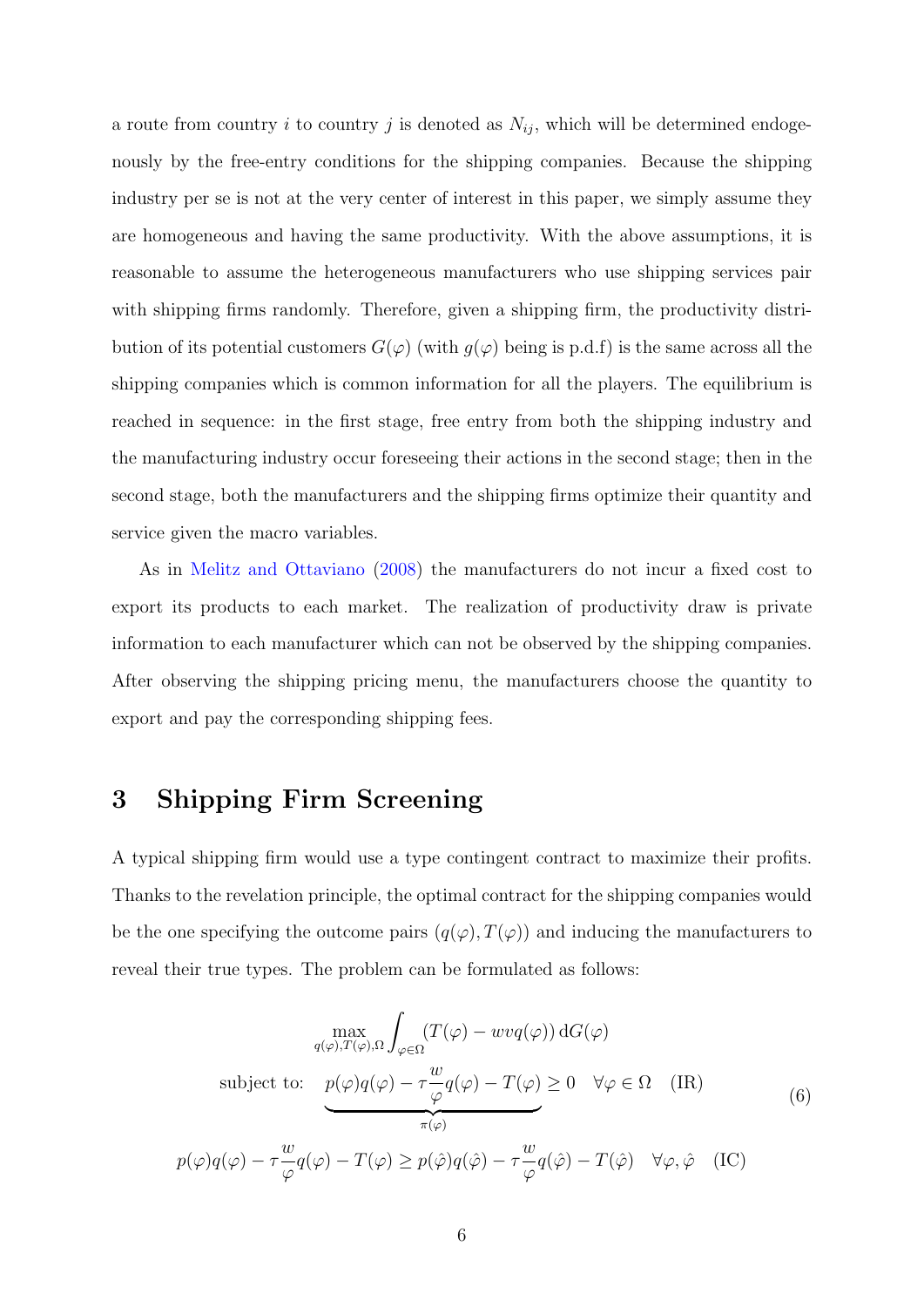a route from country $i$ to country $j$ is denoted as $N_{ij}$, which will be determined endogenously by the free-entry conditions for the shipping companies. Because the shipping industry per se is not at the very center of interest in this paper, we simply assume they are homogeneous and having the same productivity. With the above assumptions, it is reasonable to assume the heterogeneous manufacturers who use shipping services pair with shipping firms randomly. Therefore, given a shipping firm, the productivity distribution of its potential customers $G(\varphi)$ (with $g(\varphi)$ being is p.d.f) is the same across all the shipping companies which is common information for all the players. The equilibrium is reached in sequence: in the first stage, free entry from both the shipping industry and the manufacturing industry occur foreseeing their actions in the second stage; then in the second stage, both the manufacturers and the shipping firms optimize their quantity and service given the macro variables.

As in Melitz and Ottaviano (2008) the manufacturers do not incur a fixed cost to export its products to each market. The realization of productivity draw is private information to each manufacturer which can not be observed by the shipping companies. After observing the shipping pricing menu, the manufacturers choose the quantity to export and pay the corresponding shipping fees.

# 3 Shipping Firm Screening

A typical shipping firm would use a type contingent contract to maximize their profits. Thanks to the revelation principle, the optimal contract for the shipping companies would be the one specifying the outcome pairs $(q(\varphi), T(\varphi))$ and inducing the manufacturers to reveal their true types. The problem can be formulated as follows:

$$
\begin{aligned}
&\max_{q(\varphi),T(\varphi),\Omega} \int_{\varphi\in\Omega} (T(\varphi) - wvq(\varphi))\, \mathrm{d}G(\varphi) \\
&\text{subject to:} \quad \underbrace{p(\varphi)q(\varphi) - \tau\frac{w}{\varphi}q(\varphi) - T(\varphi)}_{\pi(\varphi)} \geq 0 \quad \forall \varphi \in \Omega \quad \text{(IR)} \\
&p(\varphi)q(\varphi) - \tau\frac{w}{\varphi}q(\varphi) - T(\varphi) \geq p(\hat{\varphi})q(\hat{\varphi}) - \tau\frac{w}{\varphi}q(\hat{\varphi}) - T(\hat{\varphi}) \quad \forall \varphi, \hat{\varphi} \quad \text{(IC)}
\end{aligned}
\tag{6}
$$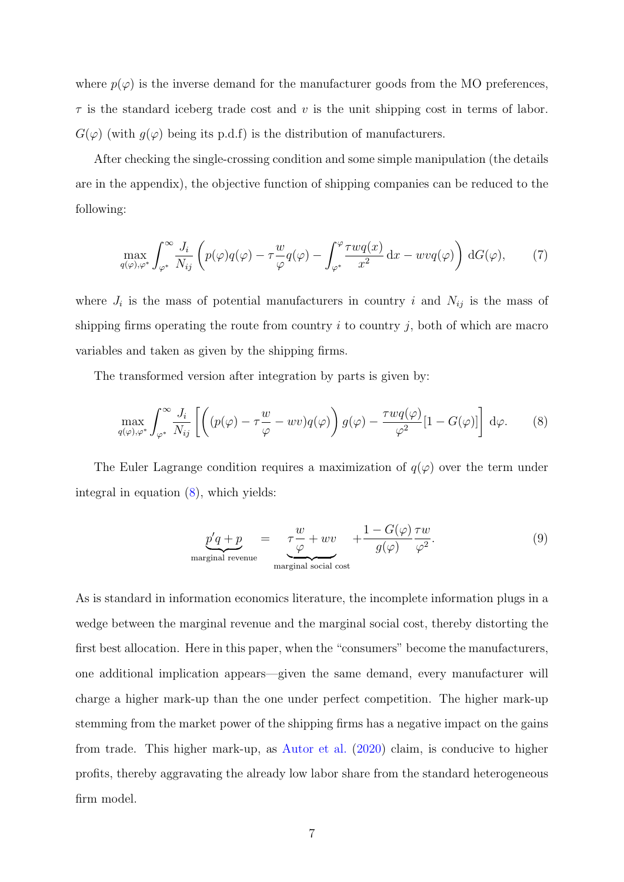where $p(\varphi)$ is the inverse demand for the manufacturer goods from the MO preferences, $\tau$ is the standard iceberg trade cost and $v$ is the unit shipping cost in terms of labor. $G(\varphi)$ (with $g(\varphi)$ being its p.d.f) is the distribution of manufacturers.

After checking the single-crossing condition and some simple manipulation (the details are in the appendix), the objective function of shipping companies can be reduced to the following:

$$\max_{q(\varphi),\varphi^*} \int_{\varphi^*}^{\infty} \frac{J_i}{N_{ij}} \left( p(\varphi)q(\varphi) - \tau\frac{w}{\varphi}q(\varphi) - \int_{\varphi^*}^{\varphi} \frac{\tau w q(x)}{x^2}\,\mathrm{d}x - wvq(\varphi) \right) \mathrm{d}G(\varphi), \tag{7}$$

where $J_i$ is the mass of potential manufacturers in country $i$ and $N_{ij}$ is the mass of shipping firms operating the route from country $i$ to country $j$, both of which are macro variables and taken as given by the shipping firms.

The transformed version after integration by parts is given by:

$$\max_{q(\varphi),\varphi^*} \int_{\varphi^*}^{\infty} \frac{J_i}{N_{ij}} \left[ \left( (p(\varphi) - \tau\frac{w}{\varphi} - wv)q(\varphi) \right) g(\varphi) - \frac{\tau w q(\varphi)}{\varphi^2}[1 - G(\varphi)] \right] \mathrm{d}\varphi. \tag{8}$$

The Euler Lagrange condition requires a maximization of $q(\varphi)$ over the term under integral in equation (8), which yields:

$$\underbrace{p'q + p}_{\text{marginal revenue}} = \underbrace{\tau\frac{w}{\varphi} + wv}_{\text{marginal social cost}} + \frac{1 - G(\varphi)}{g(\varphi)}\frac{\tau w}{\varphi^2}. \tag{9}$$

As is standard in information economics literature, the incomplete information plugs in a wedge between the marginal revenue and the marginal social cost, thereby distorting the first best allocation. Here in this paper, when the "consumers" become the manufacturers, one additional implication appears—given the same demand, every manufacturer will charge a higher mark-up than the one under perfect competition. The higher mark-up stemming from the market power of the shipping firms has a negative impact on the gains from trade. This higher mark-up, as Autor et al. (2020) claim, is conducive to higher profits, thereby aggravating the already low labor share from the standard heterogeneous firm model.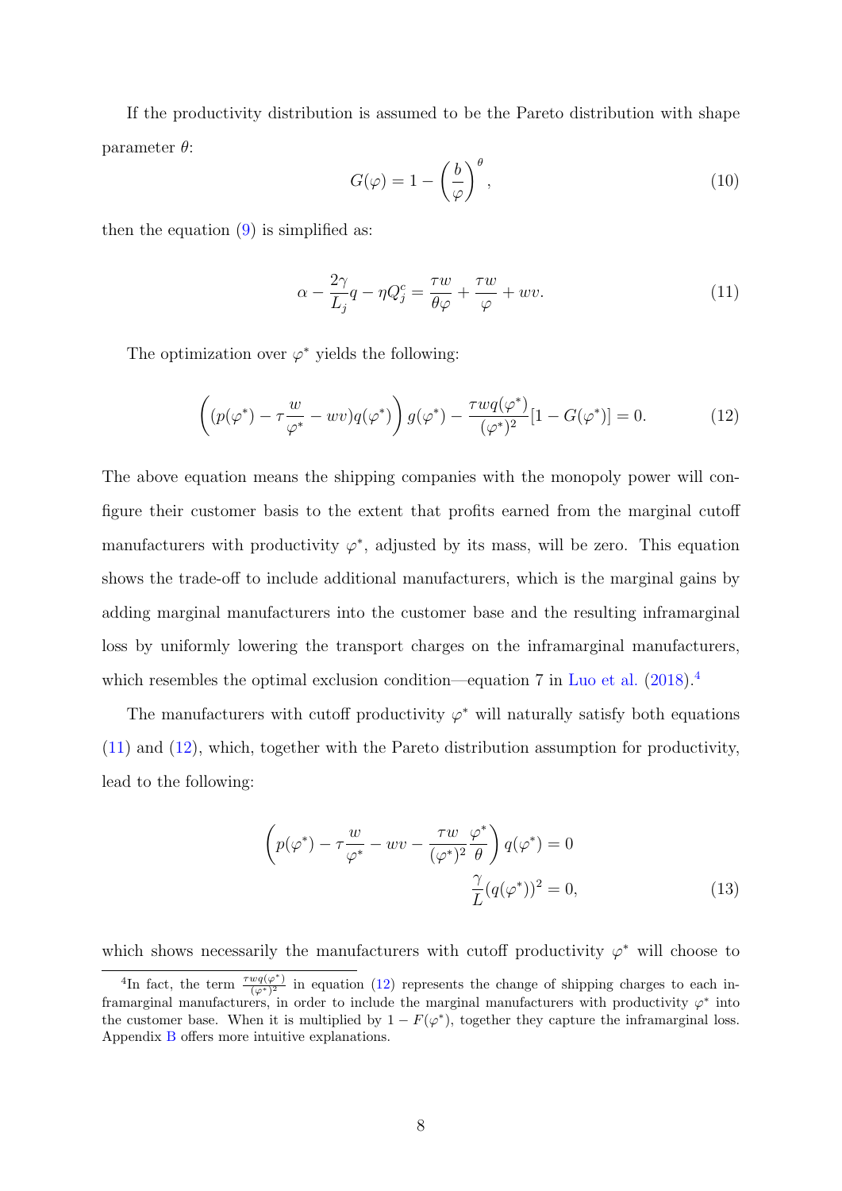If the productivity distribution is assumed to be the Pareto distribution with shape parameter $\theta$:

$$G(\varphi) = 1 - \left(\frac{b}{\varphi}\right)^{\theta}, \tag{10}$$

then the equation (9) is simplified as:

$$\alpha - \frac{2\gamma}{L_j}q - \eta Q_j^c = \frac{\tau w}{\theta \varphi} + \frac{\tau w}{\varphi} + wv. \tag{11}$$

The optimization over $\varphi^*$ yields the following:

$$\left((p(\varphi^*) - \tau\frac{w}{\varphi^*} - wv)q(\varphi^*)\right)g(\varphi^*) - \frac{\tau w q(\varphi^*)}{(\varphi^*)^2}[1 - G(\varphi^*)] = 0. \tag{12}$$

The above equation means the shipping companies with the monopoly power will configure their customer basis to the extent that profits earned from the marginal cutoff manufacturers with productivity $\varphi^*$, adjusted by its mass, will be zero. This equation shows the trade-off to include additional manufacturers, which is the marginal gains by adding marginal manufacturers into the customer base and the resulting inframarginal loss by uniformly lowering the transport charges on the inframarginal manufacturers, which resembles the optimal exclusion condition—equation 7 in Luo et al. (2018).[4]

The manufacturers with cutoff productivity $\varphi^*$ will naturally satisfy both equations (11) and (12), which, together with the Pareto distribution assumption for productivity, lead to the following:

$$\begin{aligned} \left(p(\varphi^*) - \tau\frac{w}{\varphi^*} - wv - \frac{\tau w}{(\varphi^*)^2}\frac{\varphi^*}{\theta}\right)q(\varphi^*) &= 0 \\ \frac{\gamma}{L}(q(\varphi^*))^2 &= 0, \end{aligned} \tag{13}$$

which shows necessarily the manufacturers with cutoff productivity $\varphi^*$ will choose to

[4]In fact, the term $\frac{\tau w q(\varphi^*)}{(\varphi^*)^2}$ in equation (12) represents the change of shipping charges to each inframarginal manufacturers, in order to include the marginal manufacturers with productivity $\varphi^*$ into the customer base. When it is multiplied by $1 - F(\varphi^*)$, together they capture the inframarginal loss. Appendix B offers more intuitive explanations.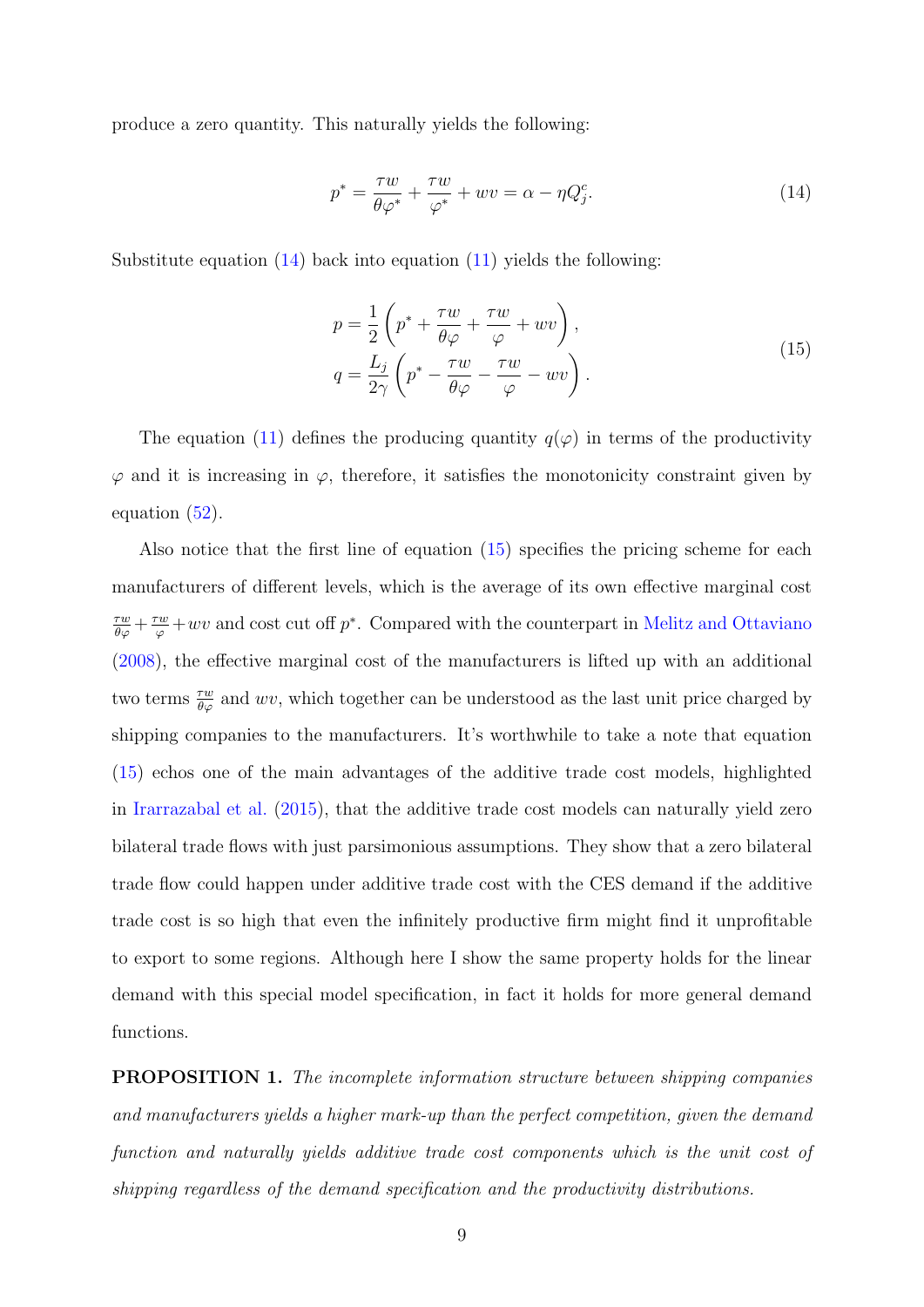produce a zero quantity. This naturally yields the following:

$$p^* = \frac{\tau w}{\theta \varphi^*} + \frac{\tau w}{\varphi^*} + wv = \alpha - \eta Q_j^c. \tag{14}$$

Substitute equation (14) back into equation (11) yields the following:

$$\begin{aligned} p &= \frac{1}{2}\left(p^* + \frac{\tau w}{\theta \varphi} + \frac{\tau w}{\varphi} + wv\right), \\ q &= \frac{L_j}{2\gamma}\left(p^* - \frac{\tau w}{\theta \varphi} - \frac{\tau w}{\varphi} - wv\right). \end{aligned} \tag{15}$$

The equation (11) defines the producing quantity $q(\varphi)$ in terms of the productivity $\varphi$ and it is increasing in $\varphi$, therefore, it satisfies the monotonicity constraint given by equation (52).

Also notice that the first line of equation (15) specifies the pricing scheme for each manufacturers of different levels, which is the average of its own effective marginal cost $\frac{\tau w}{\theta \varphi} + \frac{\tau w}{\varphi} + wv$ and cost cut off $p^*$. Compared with the counterpart in Melitz and Ottaviano (2008), the effective marginal cost of the manufacturers is lifted up with an additional two terms $\frac{\tau w}{\theta \varphi}$ and $wv$, which together can be understood as the last unit price charged by shipping companies to the manufacturers. It's worthwhile to take a note that equation (15) echos one of the main advantages of the additive trade cost models, highlighted in Irarrazabal et al. (2015), that the additive trade cost models can naturally yield zero bilateral trade flows with just parsimonious assumptions. They show that a zero bilateral trade flow could happen under additive trade cost with the CES demand if the additive trade cost is so high that even the infinitely productive firm might find it unprofitable to export to some regions. Although here I show the same property holds for the linear demand with this special model specification, in fact it holds for more general demand functions.

**PROPOSITION 1.** *The incomplete information structure between shipping companies and manufacturers yields a higher mark-up than the perfect competition, given the demand function and naturally yields additive trade cost components which is the unit cost of shipping regardless of the demand specification and the productivity distributions.*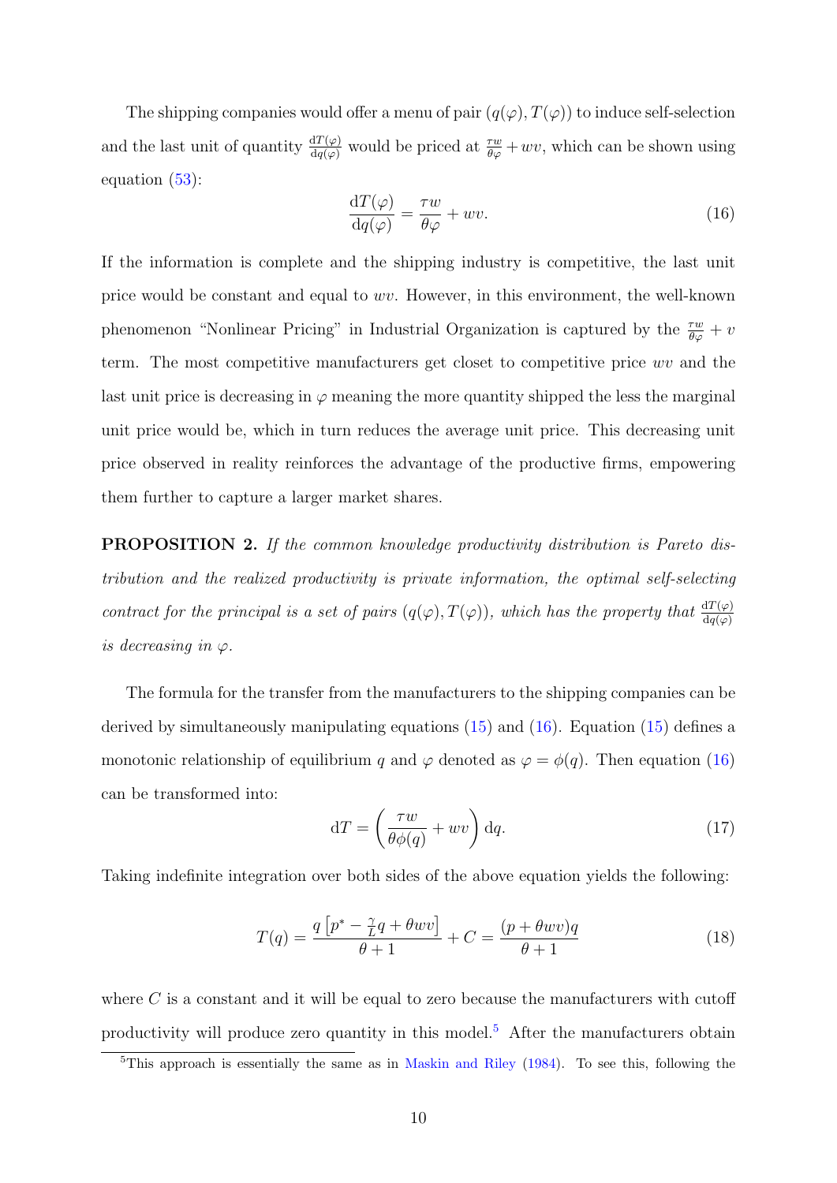The shipping companies would offer a menu of pair $(q(\varphi), T(\varphi))$ to induce self-selection and the last unit of quantity $\frac{\mathrm{d}T(\varphi)}{\mathrm{d}q(\varphi)}$ would be priced at $\frac{\tau w}{\theta\varphi} + wv$, which can be shown using equation (53):

$$\frac{\mathrm{d}T(\varphi)}{\mathrm{d}q(\varphi)} = \frac{\tau w}{\theta\varphi} + wv. \tag{16}$$

If the information is complete and the shipping industry is competitive, the last unit price would be constant and equal to $wv$. However, in this environment, the well-known phenomenon "Nonlinear Pricing" in Industrial Organization is captured by the $\frac{\tau w}{\theta\varphi} + v$ term. The most competitive manufacturers get closet to competitive price $wv$ and the last unit price is decreasing in $\varphi$ meaning the more quantity shipped the less the marginal unit price would be, which in turn reduces the average unit price. This decreasing unit price observed in reality reinforces the advantage of the productive firms, empowering them further to capture a larger market shares.

**PROPOSITION 2.** *If the common knowledge productivity distribution is Pareto distribution and the realized productivity is private information, the optimal self-selecting contract for the principal is a set of pairs $(q(\varphi), T(\varphi))$, which has the property that $\frac{\mathrm{d}T(\varphi)}{\mathrm{d}q(\varphi)}$ is decreasing in $\varphi$.*

The formula for the transfer from the manufacturers to the shipping companies can be derived by simultaneously manipulating equations (15) and (16). Equation (15) defines a monotonic relationship of equilibrium $q$ and $\varphi$ denoted as $\varphi = \phi(q)$. Then equation (16) can be transformed into:

$$\mathrm{d}T = \left( \frac{\tau w}{\theta\phi(q)} + wv \right) \mathrm{d}q. \tag{17}$$

Taking indefinite integration over both sides of the above equation yields the following:

$$T(q) = \frac{q\left[p^* - \frac{\gamma}{L}q + \theta wv\right]}{\theta + 1} + C = \frac{(p + \theta wv)q}{\theta + 1} \tag{18}$$

where $C$ is a constant and it will be equal to zero because the manufacturers with cutoff productivity will produce zero quantity in this model.[5] After the manufacturers obtain

[5]This approach is essentially the same as in Maskin and Riley (1984). To see this, following the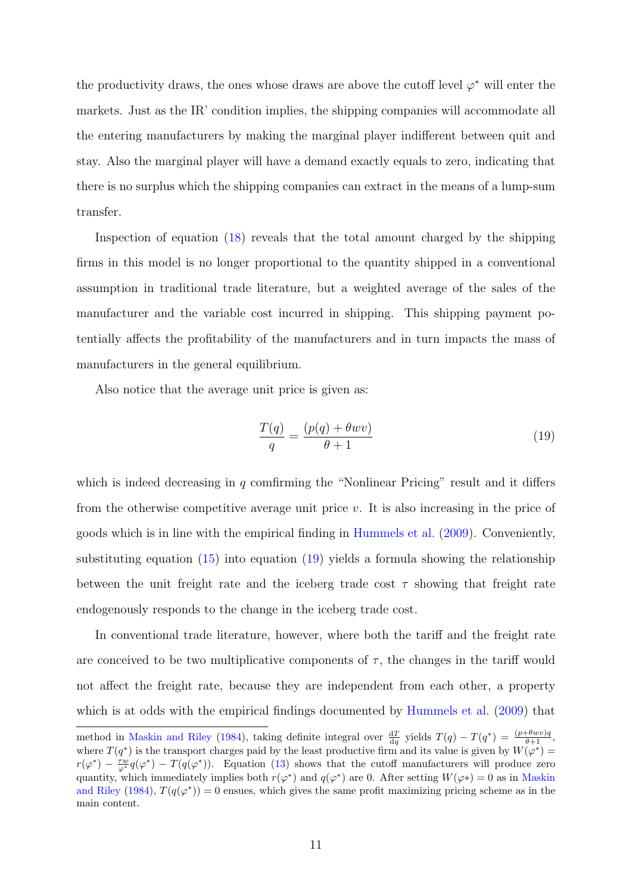the productivity draws, the ones whose draws are above the cutoff level $\varphi^*$ will enter the markets. Just as the IR' condition implies, the shipping companies will accommodate all the entering manufacturers by making the marginal player indifferent between quit and stay. Also the marginal player will have a demand exactly equals to zero, indicating that there is no surplus which the shipping companies can extract in the means of a lump-sum transfer.

Inspection of equation (18) reveals that the total amount charged by the shipping firms in this model is no longer proportional to the quantity shipped in a conventional assumption in traditional trade literature, but a weighted average of the sales of the manufacturer and the variable cost incurred in shipping. This shipping payment potentially affects the profitability of the manufacturers and in turn impacts the mass of manufacturers in the general equilibrium.

Also notice that the average unit price is given as:

$$\frac{T(q)}{q} = \frac{(p(q) + \theta wv)}{\theta + 1} \tag{19}$$

which is indeed decreasing in $q$ comfirming the "Nonlinear Pricing" result and it differs from the otherwise competitive average unit price $v$. It is also increasing in the price of goods which is in line with the empirical finding in Hummels et al. (2009). Conveniently, substituting equation (15) into equation (19) yields a formula showing the relationship between the unit freight rate and the iceberg trade cost $\tau$ showing that freight rate endogenously responds to the change in the iceberg trade cost.

In conventional trade literature, however, where both the tariff and the freight rate are conceived to be two multiplicative components of $\tau$, the changes in the tariff would not affect the freight rate, because they are independent from each other, a property which is at odds with the empirical findings documented by Hummels et al. (2009) that

method in Maskin and Riley (1984), taking definite integral over $\frac{\mathrm{d}T}{\mathrm{d}q}$ yields $T(q) - T(q^*) = \frac{(p+\theta wv)q}{\theta+1}$, where $T(q^*)$ is the transport charges paid by the least productive firm and its value is given by $W(\varphi^*) = r(\varphi^*) - \frac{\tau w}{\varphi^*}q(\varphi^*) - T(q(\varphi^*))$. Equation (13) shows that the cutoff manufacturers will produce zero quantity, which immediately implies both $r(\varphi^*)$ and $q(\varphi^*)$ are 0. After setting $W(\varphi *) = 0$ as in Maskin and Riley (1984), $T(q(\varphi^*)) = 0$ ensues, which gives the same profit maximizing pricing scheme as in the main content.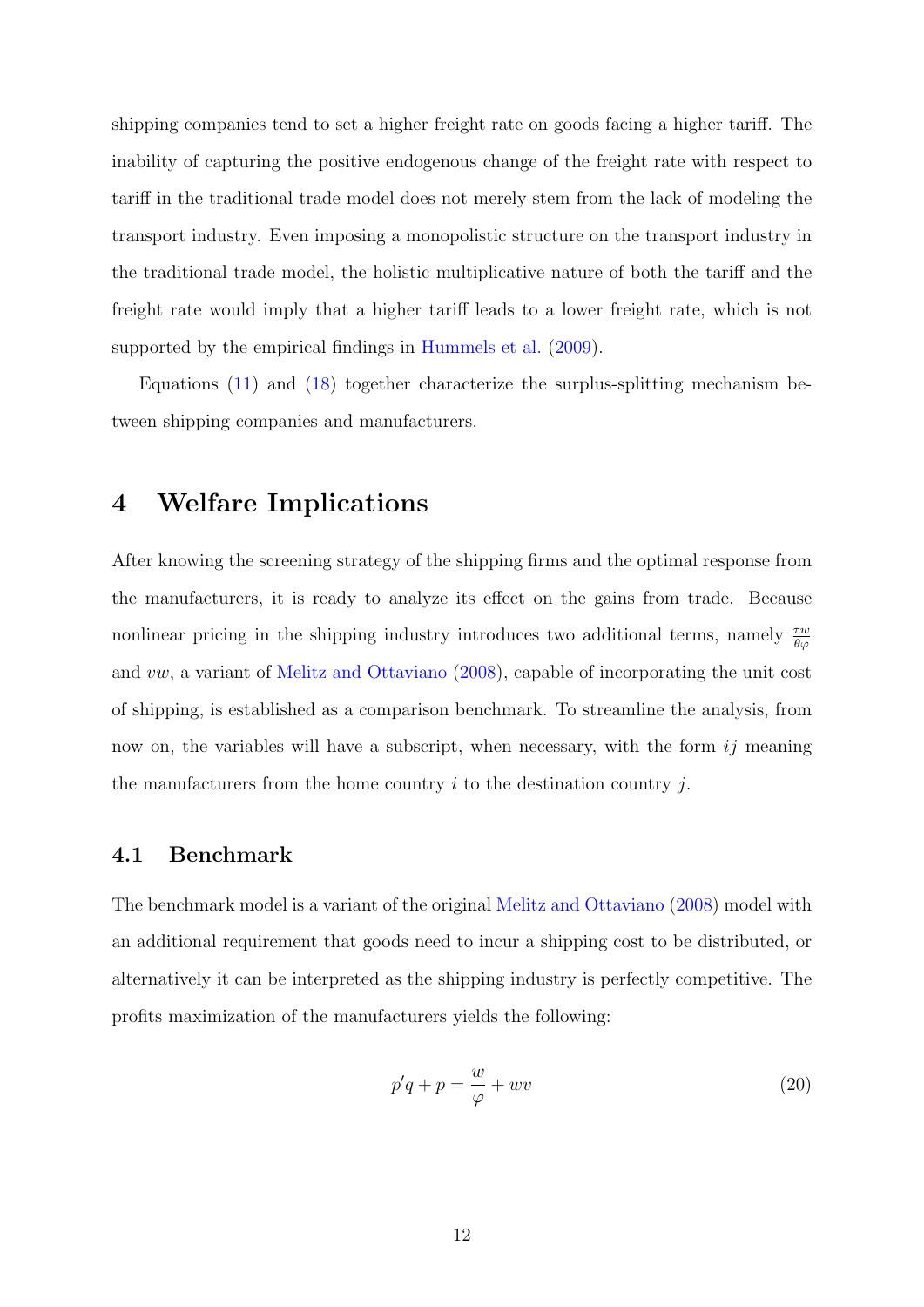shipping companies tend to set a higher freight rate on goods facing a higher tariff. The inability of capturing the positive endogenous change of the freight rate with respect to tariff in the traditional trade model does not merely stem from the lack of modeling the transport industry. Even imposing a monopolistic structure on the transport industry in the traditional trade model, the holistic multiplicative nature of both the tariff and the freight rate would imply that a higher tariff leads to a lower freight rate, which is not supported by the empirical findings in Hummels et al. (2009).

Equations (11) and (18) together characterize the surplus-splitting mechanism between shipping companies and manufacturers.

# 4 Welfare Implications

After knowing the screening strategy of the shipping firms and the optimal response from the manufacturers, it is ready to analyze its effect on the gains from trade. Because nonlinear pricing in the shipping industry introduces two additional terms, namely $\frac{\tau w}{\theta \varphi}$ and $vw$, a variant of Melitz and Ottaviano (2008), capable of incorporating the unit cost of shipping, is established as a comparison benchmark. To streamline the analysis, from now on, the variables will have a subscript, when necessary, with the form $ij$ meaning the manufacturers from the home country $i$ to the destination country $j$.

## 4.1 Benchmark

The benchmark model is a variant of the original Melitz and Ottaviano (2008) model with an additional requirement that goods need to incur a shipping cost to be distributed, or alternatively it can be interpreted as the shipping industry is perfectly competitive. The profits maximization of the manufacturers yields the following:

$$p'q + p = \frac{w}{\varphi} + wv \tag{20}$$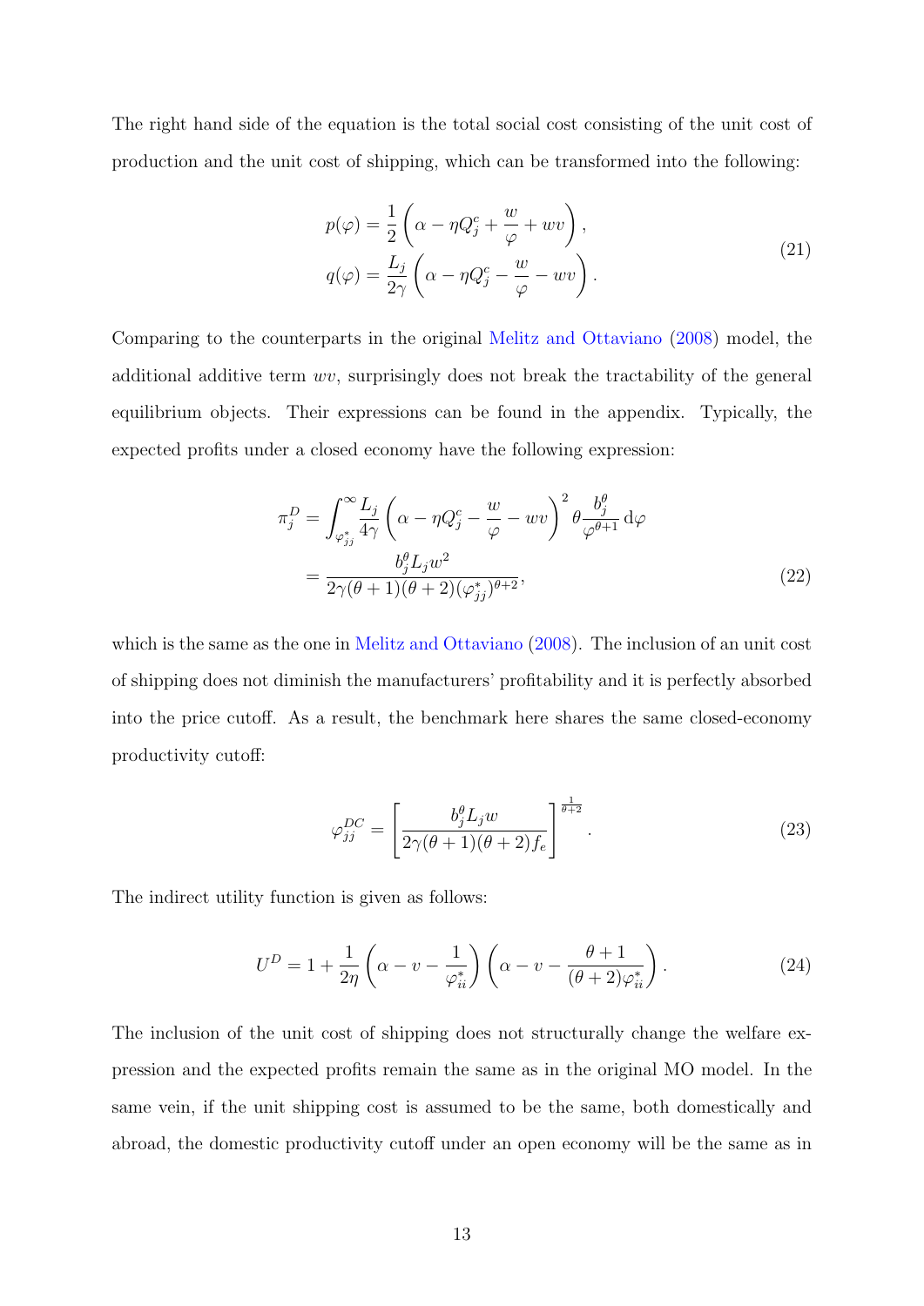The right hand side of the equation is the total social cost consisting of the unit cost of production and the unit cost of shipping, which can be transformed into the following:

$$
\begin{aligned}
p(\varphi) &= \frac{1}{2}\left(\alpha - \eta Q_j^c + \frac{w}{\varphi} + wv\right), \\
q(\varphi) &= \frac{L_j}{2\gamma}\left(\alpha - \eta Q_j^c - \frac{w}{\varphi} - wv\right).
\end{aligned}
\tag{21}
$$

Comparing to the counterparts in the original Melitz and Ottaviano (2008) model, the additional additive term $wv$, surprisingly does not break the tractability of the general equilibrium objects. Their expressions can be found in the appendix. Typically, the expected profits under a closed economy have the following expression:

$$
\begin{aligned}
\pi_j^D &= \int_{\varphi_{jj}^*}^{\infty} \frac{L_j}{4\gamma}\left(\alpha - \eta Q_j^c - \frac{w}{\varphi} - wv\right)^2 \theta \frac{b_j^\theta}{\varphi^{\theta+1}}\,\mathrm{d}\varphi \\
&= \frac{b_j^\theta L_j w^2}{2\gamma(\theta+1)(\theta+2)(\varphi_{jj}^*)^{\theta+2}},
\end{aligned}
\tag{22}
$$

which is the same as the one in Melitz and Ottaviano (2008). The inclusion of an unit cost of shipping does not diminish the manufacturers' profitability and it is perfectly absorbed into the price cutoff. As a result, the benchmark here shares the same closed-economy productivity cutoff:

$$
\varphi_{jj}^{DC} = \left[\frac{b_j^\theta L_j w}{2\gamma(\theta+1)(\theta+2)f_e}\right]^{\frac{1}{\theta+2}}.
\tag{23}
$$

The indirect utility function is given as follows:

$$
U^D = 1 + \frac{1}{2\eta}\left(\alpha - v - \frac{1}{\varphi_{ii}^*}\right)\left(\alpha - v - \frac{\theta+1}{(\theta+2)\varphi_{ii}^*}\right).
\tag{24}
$$

The inclusion of the unit cost of shipping does not structurally change the welfare expression and the expected profits remain the same as in the original MO model. In the same vein, if the unit shipping cost is assumed to be the same, both domestically and abroad, the domestic productivity cutoff under an open economy will be the same as in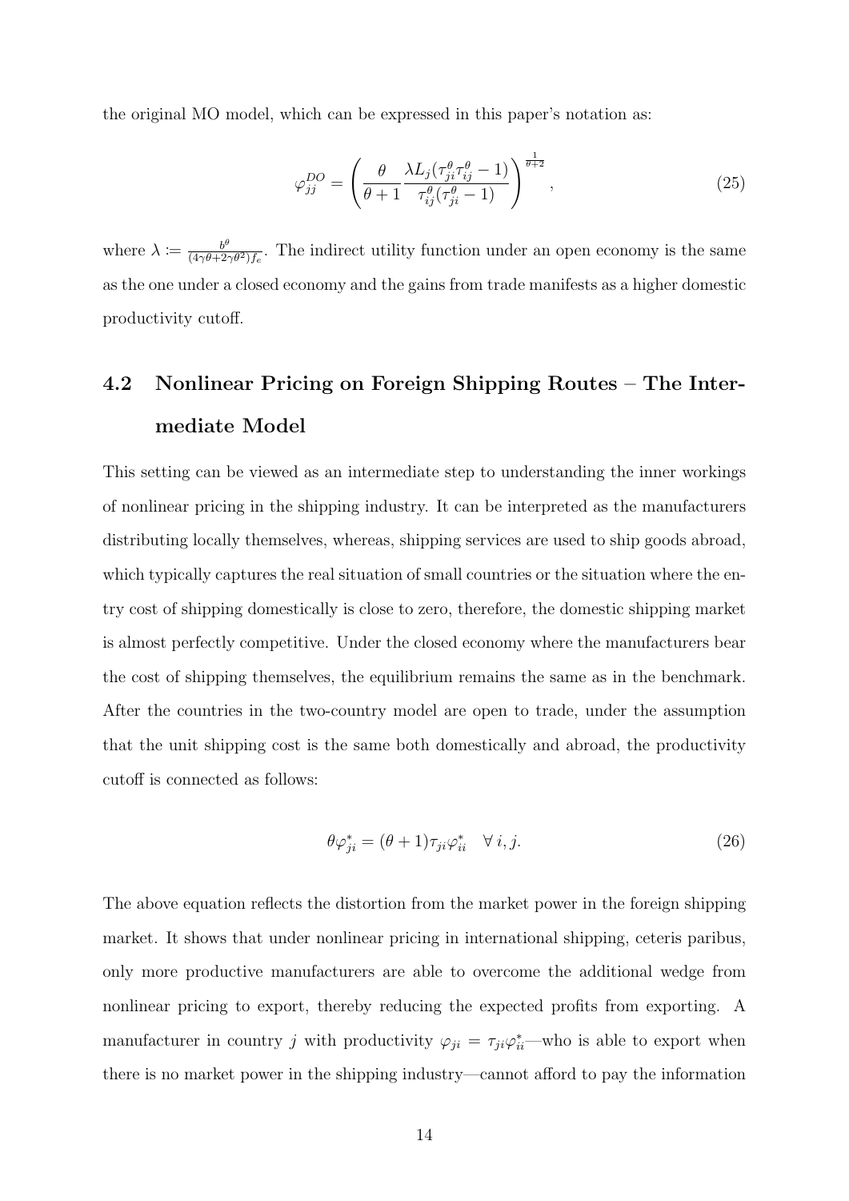the original MO model, which can be expressed in this paper's notation as:

$$\varphi_{jj}^{DO} = \left( \frac{\theta}{\theta+1} \frac{\lambda L_j (\tau_{ji}^{\theta} \tau_{ij}^{\theta} - 1)}{\tau_{ij}^{\theta} (\tau_{ji}^{\theta} - 1)} \right)^{\frac{1}{\theta+2}}, \tag{25}$$

where $\lambda := \frac{b^{\theta}}{(4\gamma\theta + 2\gamma\theta^2) f_e}$. The indirect utility function under an open economy is the same as the one under a closed economy and the gains from trade manifests as a higher domestic productivity cutoff.

## 4.2 Nonlinear Pricing on Foreign Shipping Routes – The Intermediate Model

This setting can be viewed as an intermediate step to understanding the inner workings of nonlinear pricing in the shipping industry. It can be interpreted as the manufacturers distributing locally themselves, whereas, shipping services are used to ship goods abroad, which typically captures the real situation of small countries or the situation where the entry cost of shipping domestically is close to zero, therefore, the domestic shipping market is almost perfectly competitive. Under the closed economy where the manufacturers bear the cost of shipping themselves, the equilibrium remains the same as in the benchmark. After the countries in the two-country model are open to trade, under the assumption that the unit shipping cost is the same both domestically and abroad, the productivity cutoff is connected as follows:

$$\theta \varphi_{ji}^{*} = (\theta + 1) \tau_{ji} \varphi_{ii}^{*} \quad \forall\, i, j. \tag{26}$$

The above equation reflects the distortion from the market power in the foreign shipping market. It shows that under nonlinear pricing in international shipping, ceteris paribus, only more productive manufacturers are able to overcome the additional wedge from nonlinear pricing to export, thereby reducing the expected profits from exporting. A manufacturer in country $j$ with productivity $\varphi_{ji} = \tau_{ji} \varphi_{ii}^{*}$—who is able to export when there is no market power in the shipping industry—cannot afford to pay the information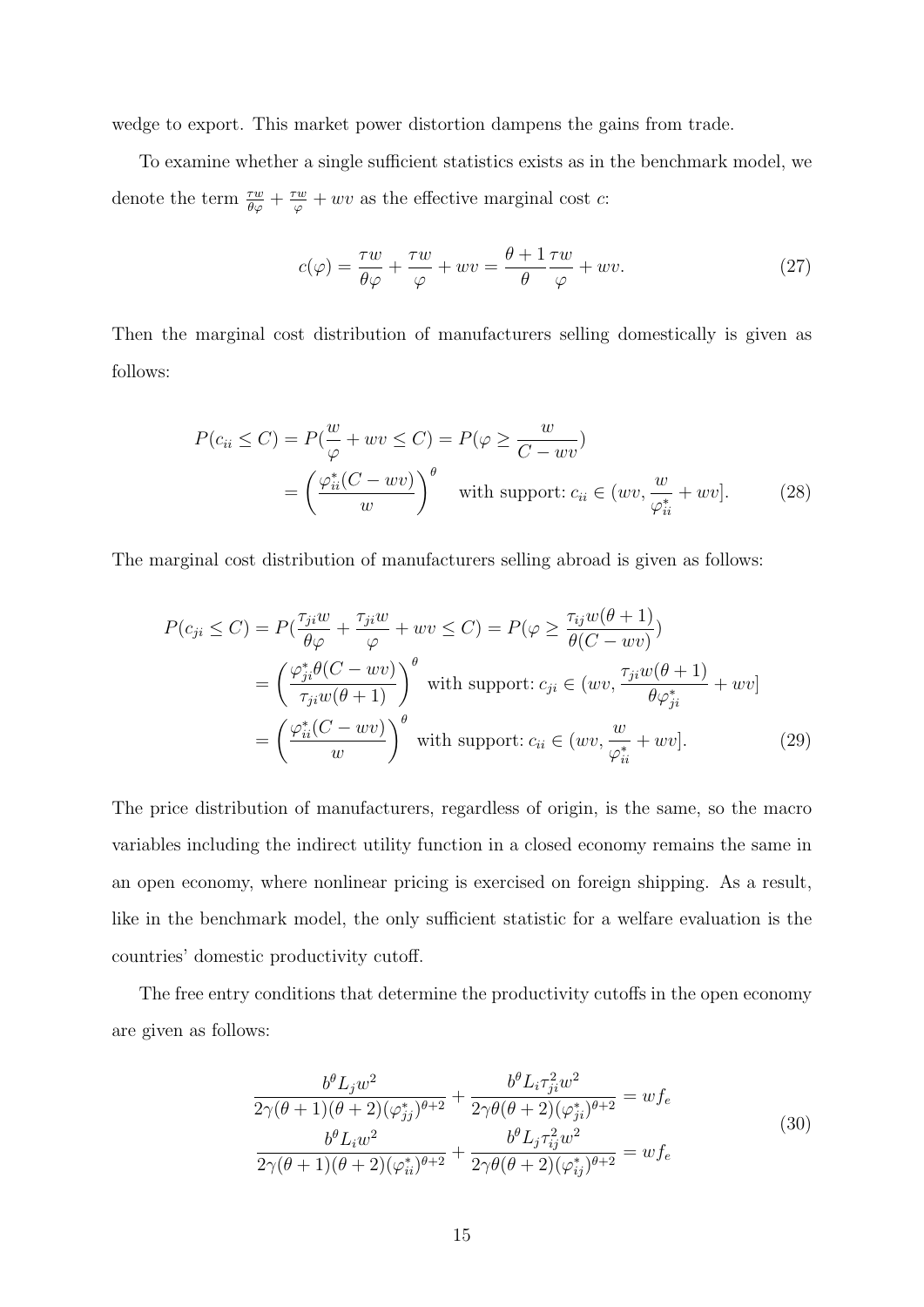wedge to export. This market power distortion dampens the gains from trade.

To examine whether a single sufficient statistics exists as in the benchmark model, we denote the term $\frac{\tau w}{\theta \varphi} + \frac{\tau w}{\varphi} + wv$ as the effective marginal cost $c$:

$$c(\varphi) = \frac{\tau w}{\theta \varphi} + \frac{\tau w}{\varphi} + wv = \frac{\theta + 1}{\theta} \frac{\tau w}{\varphi} + wv. \tag{27}$$

Then the marginal cost distribution of manufacturers selling domestically is given as follows:

$$\begin{aligned} P(c_{ii} \leq C) &= P(\frac{w}{\varphi} + wv \leq C) = P(\varphi \geq \frac{w}{C - wv}) \\ &= \left( \frac{\varphi_{ii}^{*}(C - wv)}{w} \right)^{\theta} \quad \text{with support: } c_{ii} \in (wv, \frac{w}{\varphi_{ii}^{*}} + wv]. \end{aligned} \tag{28}$$

The marginal cost distribution of manufacturers selling abroad is given as follows:

$$\begin{aligned} P(c_{ji} \leq C) &= P(\frac{\tau_{ji} w}{\theta \varphi} + \frac{\tau_{ji} w}{\varphi} + wv \leq C) = P(\varphi \geq \frac{\tau_{ij} w(\theta + 1)}{\theta (C - wv)}) \\ &= \left( \frac{\varphi_{ji}^{*} \theta (C - wv)}{\tau_{ji} w(\theta + 1)} \right)^{\theta} \text{ with support: } c_{ji} \in (wv, \frac{\tau_{ji} w(\theta + 1)}{\theta \varphi_{ji}^{*}} + wv] \\ &= \left( \frac{\varphi_{ii}^{*}(C - wv)}{w} \right)^{\theta} \text{ with support: } c_{ii} \in (wv, \frac{w}{\varphi_{ii}^{*}} + wv]. \end{aligned} \tag{29}$$

The price distribution of manufacturers, regardless of origin, is the same, so the macro variables including the indirect utility function in a closed economy remains the same in an open economy, where nonlinear pricing is exercised on foreign shipping. As a result, like in the benchmark model, the only sufficient statistic for a welfare evaluation is the countries' domestic productivity cutoff.

The free entry conditions that determine the productivity cutoffs in the open economy are given as follows:

$$\begin{aligned} \frac{b^{\theta} L_j w^2}{2\gamma(\theta + 1)(\theta + 2)(\varphi_{jj}^{*})^{\theta + 2}} + \frac{b^{\theta} L_i \tau_{ji}^2 w^2}{2\gamma \theta (\theta + 2)(\varphi_{ji}^{*})^{\theta + 2}} = w f_e \\ \frac{b^{\theta} L_i w^2}{2\gamma(\theta + 1)(\theta + 2)(\varphi_{ii}^{*})^{\theta + 2}} + \frac{b^{\theta} L_j \tau_{ij}^2 w^2}{2\gamma \theta (\theta + 2)(\varphi_{ij}^{*})^{\theta + 2}} = w f_e \end{aligned} \tag{30}$$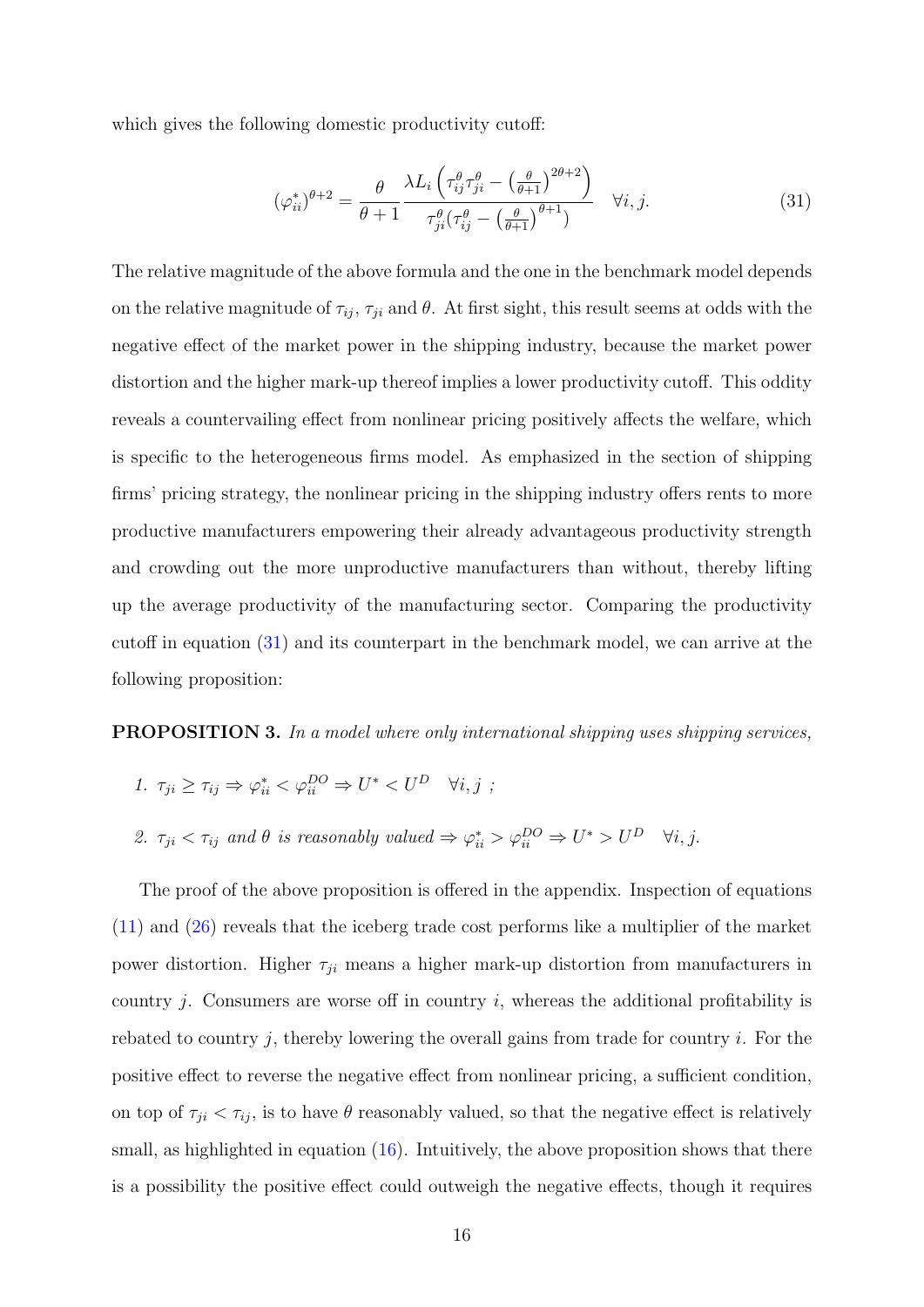which gives the following domestic productivity cutoff:

$$(\varphi_{ii}^{*})^{\theta+2} = \frac{\theta}{\theta+1} \frac{\lambda L_i \left(\tau_{ij}^{\theta}\tau_{ji}^{\theta} - \left(\frac{\theta}{\theta+1}\right)^{2\theta+2}\right)}{\tau_{ji}^{\theta}(\tau_{ij}^{\theta} - \left(\frac{\theta}{\theta+1}\right)^{\theta+1})} \quad \forall i, j. \tag{31}$$

The relative magnitude of the above formula and the one in the benchmark model depends on the relative magnitude of $\tau_{ij}$, $\tau_{ji}$ and $\theta$. At first sight, this result seems at odds with the negative effect of the market power in the shipping industry, because the market power distortion and the higher mark-up thereof implies a lower productivity cutoff. This oddity reveals a countervailing effect from nonlinear pricing positively affects the welfare, which is specific to the heterogeneous firms model. As emphasized in the section of shipping firms' pricing strategy, the nonlinear pricing in the shipping industry offers rents to more productive manufacturers empowering their already advantageous productivity strength and crowding out the more unproductive manufacturers than without, thereby lifting up the average productivity of the manufacturing sector. Comparing the productivity cutoff in equation (31) and its counterpart in the benchmark model, we can arrive at the following proposition:

**PROPOSITION 3.** *In a model where only international shipping uses shipping services,*

1. $\tau_{ji} \geq \tau_{ij} \Rightarrow \varphi_{ii}^{*} < \varphi_{ii}^{DO} \Rightarrow U^{*} < U^{D} \quad \forall i, j$ ;
2. $\tau_{ji} < \tau_{ij}$ *and* $\theta$ *is reasonably valued* $\Rightarrow \varphi_{ii}^{*} > \varphi_{ii}^{DO} \Rightarrow U^{*} > U^{D} \quad \forall i, j.$

The proof of the above proposition is offered in the appendix. Inspection of equations (11) and (26) reveals that the iceberg trade cost performs like a multiplier of the market power distortion. Higher $\tau_{ji}$ means a higher mark-up distortion from manufacturers in country $j$. Consumers are worse off in country $i$, whereas the additional profitability is rebated to country $j$, thereby lowering the overall gains from trade for country $i$. For the positive effect to reverse the negative effect from nonlinear pricing, a sufficient condition, on top of $\tau_{ji} < \tau_{ij}$, is to have $\theta$ reasonably valued, so that the negative effect is relatively small, as highlighted in equation (16). Intuitively, the above proposition shows that there is a possibility the positive effect could outweigh the negative effects, though it requires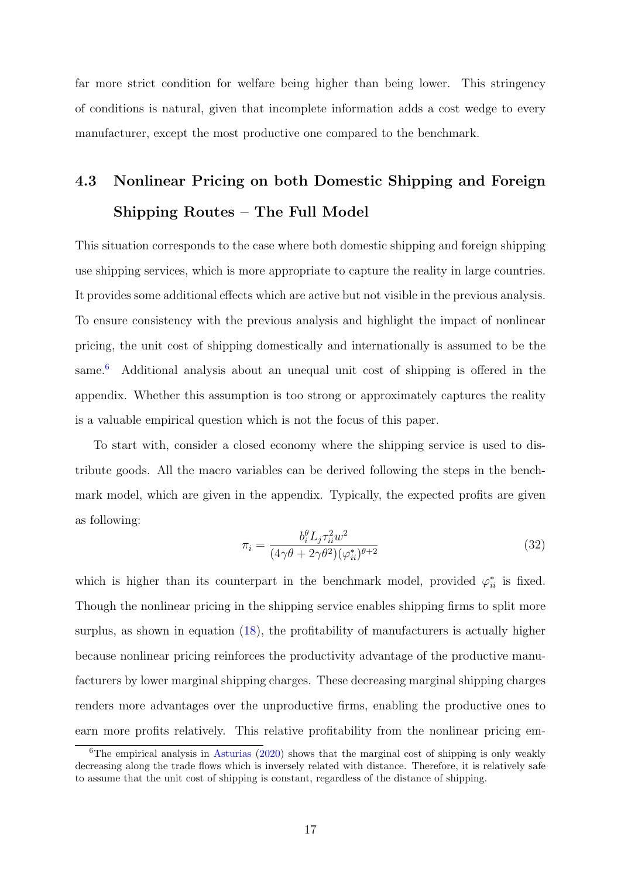far more strict condition for welfare being higher than being lower. This stringency of conditions is natural, given that incomplete information adds a cost wedge to every manufacturer, except the most productive one compared to the benchmark.

## 4.3 Nonlinear Pricing on both Domestic Shipping and Foreign Shipping Routes – The Full Model

This situation corresponds to the case where both domestic shipping and foreign shipping use shipping services, which is more appropriate to capture the reality in large countries. It provides some additional effects which are active but not visible in the previous analysis. To ensure consistency with the previous analysis and highlight the impact of nonlinear pricing, the unit cost of shipping domestically and internationally is assumed to be the same.[6] Additional analysis about an unequal unit cost of shipping is offered in the appendix. Whether this assumption is too strong or approximately captures the reality is a valuable empirical question which is not the focus of this paper.

To start with, consider a closed economy where the shipping service is used to distribute goods. All the macro variables can be derived following the steps in the benchmark model, which are given in the appendix. Typically, the expected profits are given as following:

$$\pi_i = \frac{b_i^\theta L_j \tau_{ii}^2 w^2}{(4\gamma\theta + 2\gamma\theta^2)(\varphi_{ii}^*)^{\theta+2}} \tag{32}$$

which is higher than its counterpart in the benchmark model, provided $\varphi_{ii}^*$ is fixed. Though the nonlinear pricing in the shipping service enables shipping firms to split more surplus, as shown in equation (18), the profitability of manufacturers is actually higher because nonlinear pricing reinforces the productivity advantage of the productive manufacturers by lower marginal shipping charges. These decreasing marginal shipping charges renders more advantages over the unproductive firms, enabling the productive ones to earn more profits relatively. This relative profitability from the nonlinear pricing em-

[6] The empirical analysis in Asturias (2020) shows that the marginal cost of shipping is only weakly decreasing along the trade flows which is inversely related with distance. Therefore, it is relatively safe to assume that the unit cost of shipping is constant, regardless of the distance of shipping.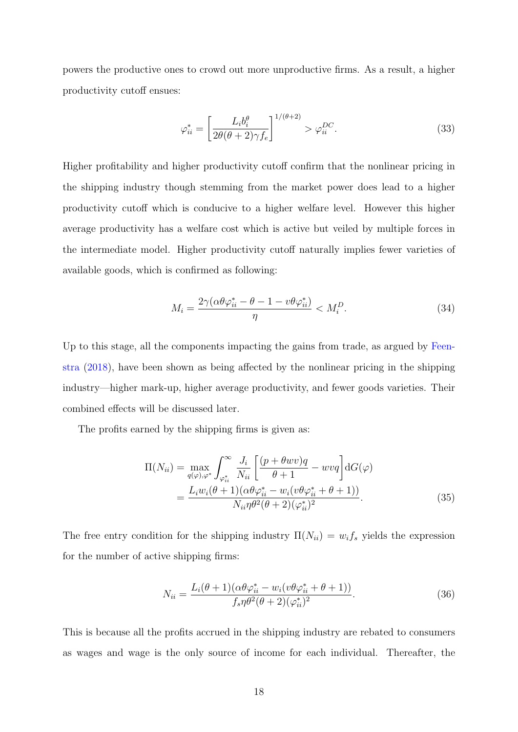powers the productive ones to crowd out more unproductive firms. As a result, a higher productivity cutoff ensues:

$$\varphi_{ii}^* = \left[\frac{L_i b_i^\theta}{2\theta(\theta+2)\gamma f_e}\right]^{1/(\theta+2)} > \varphi_{ii}^{DC}. \tag{33}$$

Higher profitability and higher productivity cutoff confirm that the nonlinear pricing in the shipping industry though stemming from the market power does lead to a higher productivity cutoff which is conducive to a higher welfare level. However this higher average productivity has a welfare cost which is active but veiled by multiple forces in the intermediate model. Higher productivity cutoff naturally implies fewer varieties of available goods, which is confirmed as following:

$$M_i = \frac{2\gamma(\alpha\theta\varphi_{ii}^* - \theta - 1 - v\theta\varphi_{ii}^*)}{\eta} < M_i^D. \tag{34}$$

Up to this stage, all the components impacting the gains from trade, as argued by Feenstra (2018), have been shown as being affected by the nonlinear pricing in the shipping industry—higher mark-up, higher average productivity, and fewer goods varieties. Their combined effects will be discussed later.

The profits earned by the shipping firms is given as:

$$\begin{aligned}\Pi(N_{ii}) &= \max_{q(\varphi),\varphi^*} \int_{\varphi_{ii}^*}^{\infty} \frac{J_i}{N_{ii}}\left[\frac{(p+\theta wv)q}{\theta+1} - wvq\right]\mathrm{d}G(\varphi) \\ &= \frac{L_i w_i(\theta+1)(\alpha\theta\varphi_{ii}^* - w_i(v\theta\varphi_{ii}^* + \theta + 1))}{N_{ii}\eta\theta^2(\theta+2)(\varphi_{ii}^*)^2}.\end{aligned} \tag{35}$$

The free entry condition for the shipping industry $\Pi(N_{ii}) = w_i f_s$ yields the expression for the number of active shipping firms:

$$N_{ii} = \frac{L_i(\theta+1)(\alpha\theta\varphi_{ii}^* - w_i(v\theta\varphi_{ii}^* + \theta + 1))}{f_s\eta\theta^2(\theta+2)(\varphi_{ii}^*)^2}. \tag{36}$$

This is because all the profits accrued in the shipping industry are rebated to consumers as wages and wage is the only source of income for each individual. Thereafter, the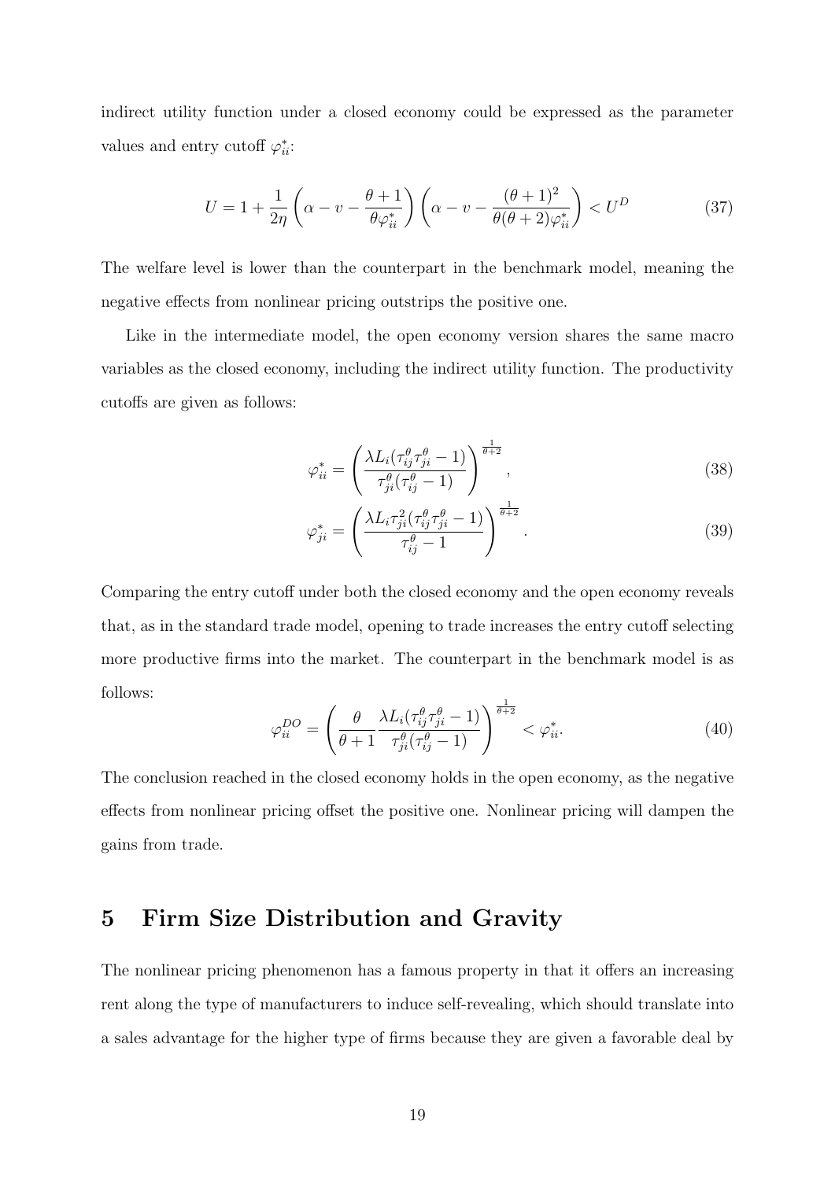indirect utility function under a closed economy could be expressed as the parameter values and entry cutoff $\varphi_{ii}^*$:

$$U = 1 + \frac{1}{2\eta}\left(\alpha - v - \frac{\theta+1}{\theta\varphi_{ii}^*}\right)\left(\alpha - v - \frac{(\theta+1)^2}{\theta(\theta+2)\varphi_{ii}^*}\right) < U^D \tag{37}$$

The welfare level is lower than the counterpart in the benchmark model, meaning the negative effects from nonlinear pricing outstrips the positive one.

Like in the intermediate model, the open economy version shares the same macro variables as the closed economy, including the indirect utility function. The productivity cutoffs are given as follows:

$$\varphi_{ii}^* = \left(\frac{\lambda L_i(\tau_{ij}^\theta \tau_{ji}^\theta - 1)}{\tau_{ji}^\theta(\tau_{ij}^\theta - 1)}\right)^{\frac{1}{\theta+2}}, \tag{38}$$

$$\varphi_{ji}^* = \left(\frac{\lambda L_i \tau_{ji}^2(\tau_{ij}^\theta \tau_{ji}^\theta - 1)}{\tau_{ij}^\theta - 1}\right)^{\frac{1}{\theta+2}}. \tag{39}$$

Comparing the entry cutoff under both the closed economy and the open economy reveals that, as in the standard trade model, opening to trade increases the entry cutoff selecting more productive firms into the market. The counterpart in the benchmark model is as follows:

$$\varphi_{ii}^{DO} = \left(\frac{\theta}{\theta+1}\frac{\lambda L_i(\tau_{ij}^\theta \tau_{ji}^\theta - 1)}{\tau_{ji}^\theta(\tau_{ij}^\theta - 1)}\right)^{\frac{1}{\theta+2}} < \varphi_{ii}^*. \tag{40}$$

The conclusion reached in the closed economy holds in the open economy, as the negative effects from nonlinear pricing offset the positive one. Nonlinear pricing will dampen the gains from trade.

# 5 Firm Size Distribution and Gravity

The nonlinear pricing phenomenon has a famous property in that it offers an increasing rent along the type of manufacturers to induce self-revealing, which should translate into a sales advantage for the higher type of firms because they are given a favorable deal by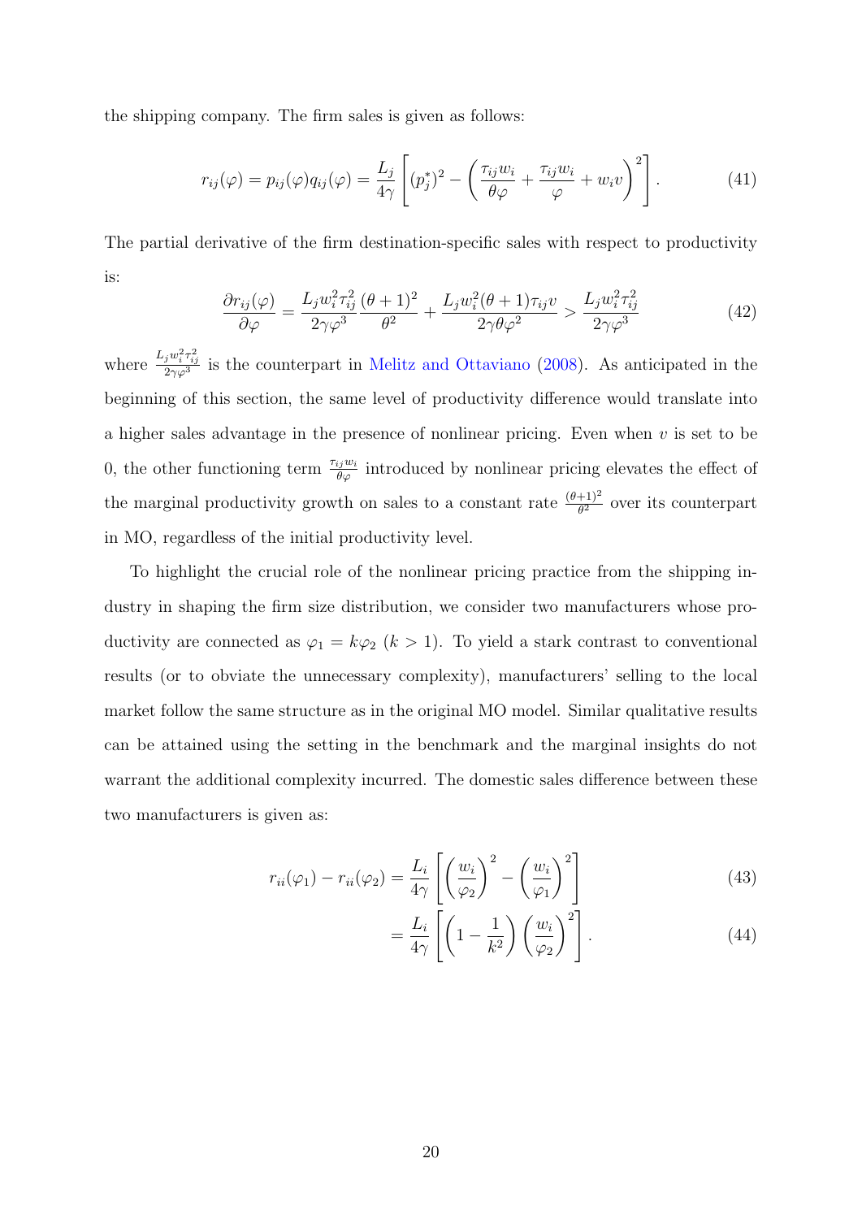the shipping company. The firm sales is given as follows:

$$r_{ij}(\varphi) = p_{ij}(\varphi)q_{ij}(\varphi) = \frac{L_j}{4\gamma}\left[(p_j^*)^2 - \left(\frac{\tau_{ij}w_i}{\theta\varphi} + \frac{\tau_{ij}w_i}{\varphi} + w_i v\right)^2\right]. \tag{41}$$

The partial derivative of the firm destination-specific sales with respect to productivity is:

$$\frac{\partial r_{ij}(\varphi)}{\partial \varphi} = \frac{L_j w_i^2 \tau_{ij}^2}{2\gamma\varphi^3}\frac{(\theta+1)^2}{\theta^2} + \frac{L_j w_i^2(\theta+1)\tau_{ij}v}{2\gamma\theta\varphi^2} > \frac{L_j w_i^2 \tau_{ij}^2}{2\gamma\varphi^3} \tag{42}$$

where $\frac{L_j w_i^2 \tau_{ij}^2}{2\gamma\varphi^3}$ is the counterpart in Melitz and Ottaviano (2008). As anticipated in the beginning of this section, the same level of productivity difference would translate into a higher sales advantage in the presence of nonlinear pricing. Even when $v$ is set to be 0, the other functioning term $\frac{\tau_{ij}w_i}{\theta\varphi}$ introduced by nonlinear pricing elevates the effect of the marginal productivity growth on sales to a constant rate $\frac{(\theta+1)^2}{\theta^2}$ over its counterpart in MO, regardless of the initial productivity level.

To highlight the crucial role of the nonlinear pricing practice from the shipping industry in shaping the firm size distribution, we consider two manufacturers whose productivity are connected as $\varphi_1 = k\varphi_2$ ($k > 1$). To yield a stark contrast to conventional results (or to obviate the unnecessary complexity), manufacturers' selling to the local market follow the same structure as in the original MO model. Similar qualitative results can be attained using the setting in the benchmark and the marginal insights do not warrant the additional complexity incurred. The domestic sales difference between these two manufacturers is given as:

$$r_{ii}(\varphi_1) - r_{ii}(\varphi_2) = \frac{L_i}{4\gamma}\left[\left(\frac{w_i}{\varphi_2}\right)^2 - \left(\frac{w_i}{\varphi_1}\right)^2\right] \tag{43}$$

$$= \frac{L_i}{4\gamma}\left[\left(1 - \frac{1}{k^2}\right)\left(\frac{w_i}{\varphi_2}\right)^2\right]. \tag{44}$$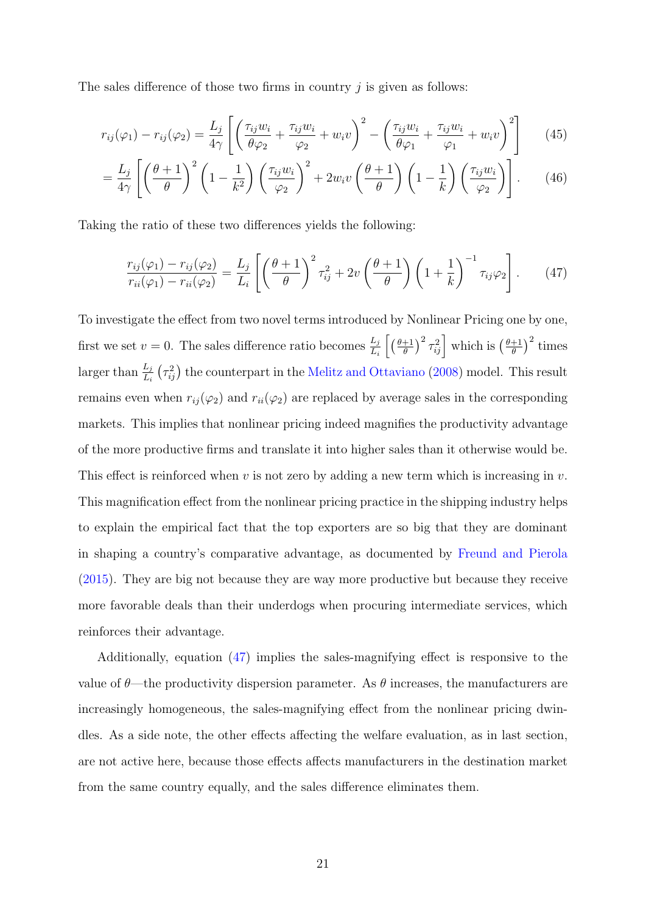The sales difference of those two firms in country $j$ is given as follows:

$$r_{ij}(\varphi_1) - r_{ij}(\varphi_2) = \frac{L_j}{4\gamma}\left[\left(\frac{\tau_{ij}w_i}{\theta\varphi_2} + \frac{\tau_{ij}w_i}{\varphi_2} + w_i v\right)^2 - \left(\frac{\tau_{ij}w_i}{\theta\varphi_1} + \frac{\tau_{ij}w_i}{\varphi_1} + w_i v\right)^2\right] \tag{45}$$

$$= \frac{L_j}{4\gamma}\left[\left(\frac{\theta+1}{\theta}\right)^2\left(1 - \frac{1}{k^2}\right)\left(\frac{\tau_{ij}w_i}{\varphi_2}\right)^2 + 2w_i v\left(\frac{\theta+1}{\theta}\right)\left(1 - \frac{1}{k}\right)\left(\frac{\tau_{ij}w_i}{\varphi_2}\right)\right]. \tag{46}$$

Taking the ratio of these two differences yields the following:

$$\frac{r_{ij}(\varphi_1) - r_{ij}(\varphi_2)}{r_{ii}(\varphi_1) - r_{ii}(\varphi_2)} = \frac{L_j}{L_i}\left[\left(\frac{\theta+1}{\theta}\right)^2 \tau_{ij}^2 + 2v\left(\frac{\theta+1}{\theta}\right)\left(1 + \frac{1}{k}\right)^{-1}\tau_{ij}\varphi_2\right]. \tag{47}$$

To investigate the effect from two novel terms introduced by Nonlinear Pricing one by one, first we set $v = 0$. The sales difference ratio becomes $\frac{L_j}{L_i}\left[\left(\frac{\theta+1}{\theta}\right)^2 \tau_{ij}^2\right]$ which is $\left(\frac{\theta+1}{\theta}\right)^2$ times larger than $\frac{L_j}{L_i}\left(\tau_{ij}^2\right)$ the counterpart in the Melitz and Ottaviano (2008) model. This result remains even when $r_{ij}(\varphi_2)$ and $r_{ii}(\varphi_2)$ are replaced by average sales in the corresponding markets. This implies that nonlinear pricing indeed magnifies the productivity advantage of the more productive firms and translate it into higher sales than it otherwise would be. This effect is reinforced when $v$ is not zero by adding a new term which is increasing in $v$. This magnification effect from the nonlinear pricing practice in the shipping industry helps to explain the empirical fact that the top exporters are so big that they are dominant in shaping a country's comparative advantage, as documented by Freund and Pierola (2015). They are big not because they are way more productive but because they receive more favorable deals than their underdogs when procuring intermediate services, which reinforces their advantage.

Additionally, equation (47) implies the sales-magnifying effect is responsive to the value of $\theta$—the productivity dispersion parameter. As $\theta$ increases, the manufacturers are increasingly homogeneous, the sales-magnifying effect from the nonlinear pricing dwindles. As a side note, the other effects affecting the welfare evaluation, as in last section, are not active here, because those effects affects manufacturers in the destination market from the same country equally, and the sales difference eliminates them.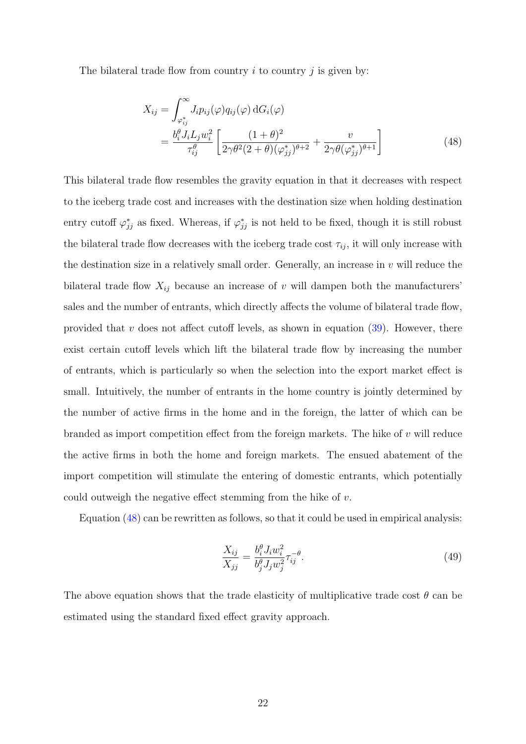The bilateral trade flow from country $i$ to country $j$ is given by:

$$
\begin{aligned}
X_{ij} &= \int_{\varphi_{ij}^*}^{\infty} J_i p_{ij}(\varphi) q_{ij}(\varphi) \, \mathrm{d}G_i(\varphi) \\
&= \frac{b_i^\theta J_i L_j w_i^2}{\tau_{ij}^\theta} \left[ \frac{(1+\theta)^2}{2\gamma\theta^2(2+\theta)(\varphi_{jj}^*)^{\theta+2}} + \frac{v}{2\gamma\theta(\varphi_{jj}^*)^{\theta+1}} \right]
\end{aligned}
\tag{48}
$$

This bilateral trade flow resembles the gravity equation in that it decreases with respect to the iceberg trade cost and increases with the destination size when holding destination entry cutoff $\varphi_{jj}^*$ as fixed. Whereas, if $\varphi_{jj}^*$ is not held to be fixed, though it is still robust the bilateral trade flow decreases with the iceberg trade cost $\tau_{ij}$, it will only increase with the destination size in a relatively small order. Generally, an increase in $v$ will reduce the bilateral trade flow $X_{ij}$ because an increase of $v$ will dampen both the manufacturers' sales and the number of entrants, which directly affects the volume of bilateral trade flow, provided that $v$ does not affect cutoff levels, as shown in equation (39). However, there exist certain cutoff levels which lift the bilateral trade flow by increasing the number of entrants, which is particularly so when the selection into the export market effect is small. Intuitively, the number of entrants in the home country is jointly determined by the number of active firms in the home and in the foreign, the latter of which can be branded as import competition effect from the foreign markets. The hike of $v$ will reduce the active firms in both the home and foreign markets. The ensued abatement of the import competition will stimulate the entering of domestic entrants, which potentially could outweigh the negative effect stemming from the hike of $v$.

Equation (48) can be rewritten as follows, so that it could be used in empirical analysis:

$$
\frac{X_{ij}}{X_{jj}} = \frac{b_i^\theta J_i w_i^2}{b_j^\theta J_j w_j^2} \tau_{ij}^{-\theta}. \tag{49}
$$

The above equation shows that the trade elasticity of multiplicative trade cost $\theta$ can be estimated using the standard fixed effect gravity approach.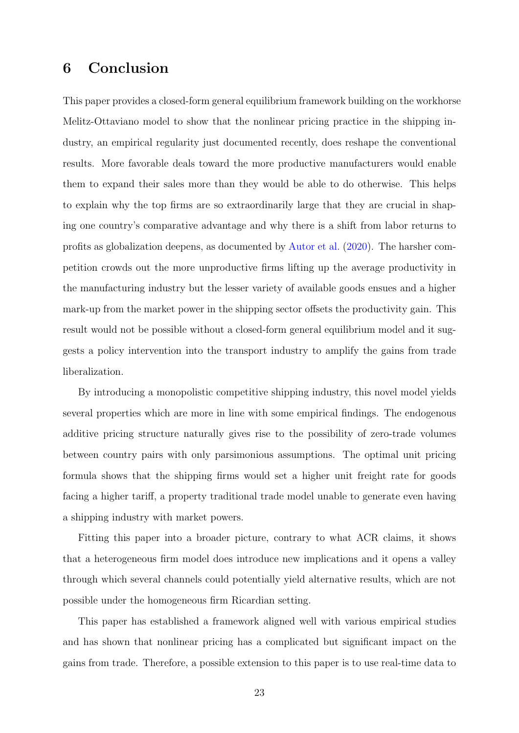## 6 Conclusion

This paper provides a closed-form general equilibrium framework building on the workhorse Melitz-Ottaviano model to show that the nonlinear pricing practice in the shipping industry, an empirical regularity just documented recently, does reshape the conventional results. More favorable deals toward the more productive manufacturers would enable them to expand their sales more than they would be able to do otherwise. This helps to explain why the top firms are so extraordinarily large that they are crucial in shaping one country's comparative advantage and why there is a shift from labor returns to profits as globalization deepens, as documented by Autor et al. (2020). The harsher competition crowds out the more unproductive firms lifting up the average productivity in the manufacturing industry but the lesser variety of available goods ensues and a higher mark-up from the market power in the shipping sector offsets the productivity gain. This result would not be possible without a closed-form general equilibrium model and it suggests a policy intervention into the transport industry to amplify the gains from trade liberalization.

By introducing a monopolistic competitive shipping industry, this novel model yields several properties which are more in line with some empirical findings. The endogenous additive pricing structure naturally gives rise to the possibility of zero-trade volumes between country pairs with only parsimonious assumptions. The optimal unit pricing formula shows that the shipping firms would set a higher unit freight rate for goods facing a higher tariff, a property traditional trade model unable to generate even having a shipping industry with market powers.

Fitting this paper into a broader picture, contrary to what ACR claims, it shows that a heterogeneous firm model does introduce new implications and it opens a valley through which several channels could potentially yield alternative results, which are not possible under the homogeneous firm Ricardian setting.

This paper has established a framework aligned well with various empirical studies and has shown that nonlinear pricing has a complicated but significant impact on the gains from trade. Therefore, a possible extension to this paper is to use real-time data to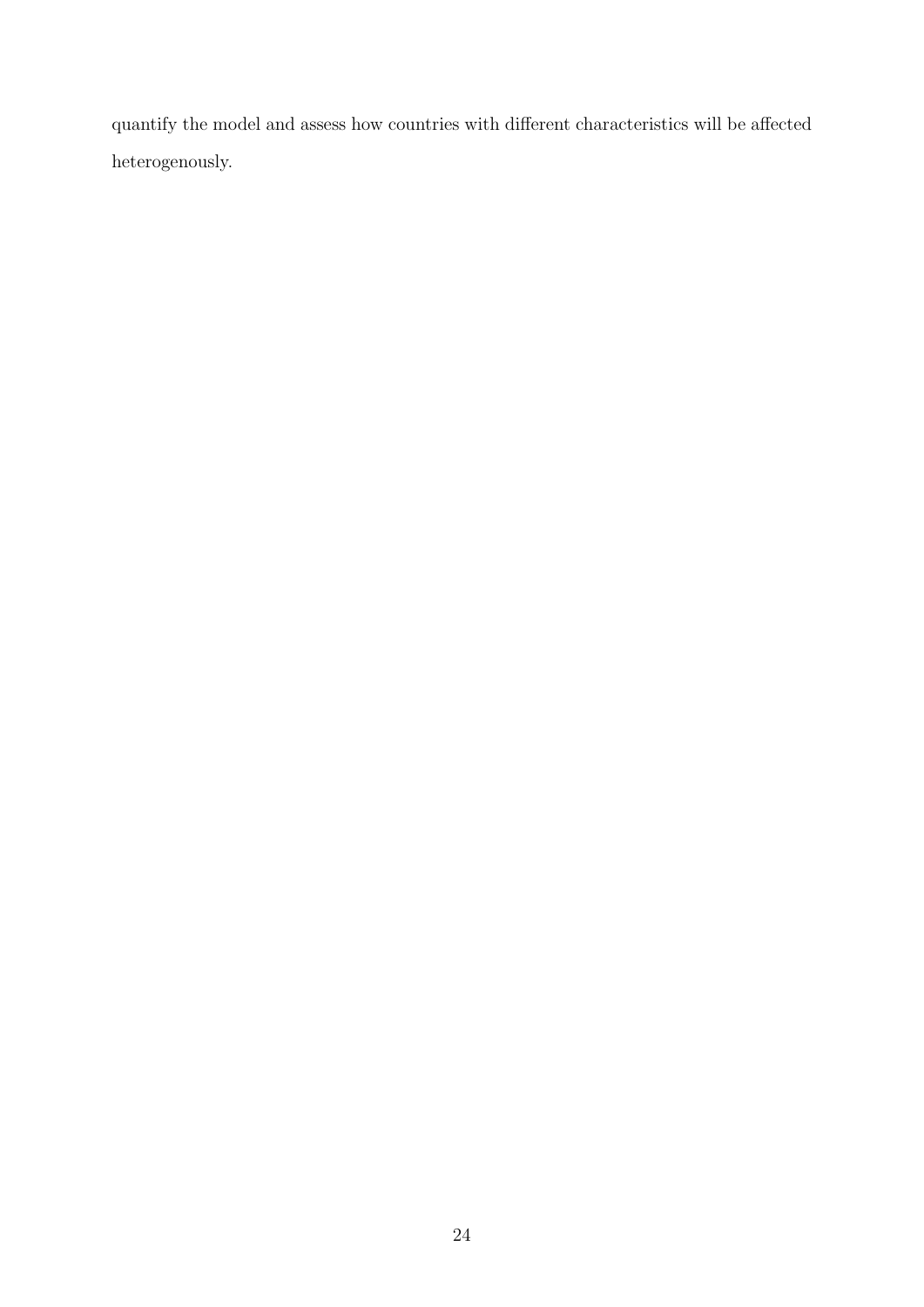quantify the model and assess how countries with different characteristics will be affected heterogenously.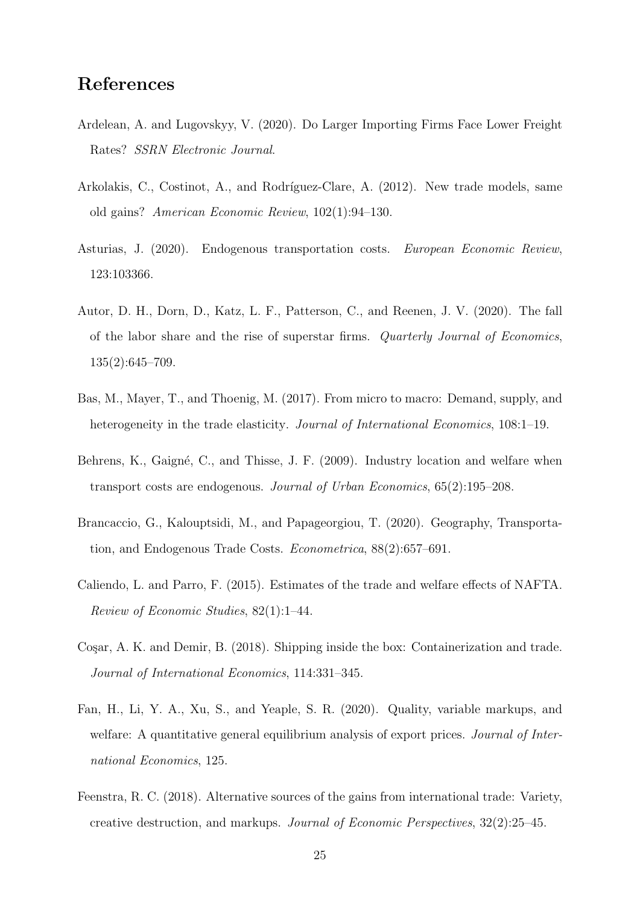# References

Ardelean, A. and Lugovskyy, V. (2020). Do Larger Importing Firms Face Lower Freight Rates? *SSRN Electronic Journal*.

Arkolakis, C., Costinot, A., and Rodríguez-Clare, A. (2012). New trade models, same old gains? *American Economic Review*, 102(1):94–130.

Asturias, J. (2020). Endogenous transportation costs. *European Economic Review*, 123:103366.

Autor, D. H., Dorn, D., Katz, L. F., Patterson, C., and Reenen, J. V. (2020). The fall of the labor share and the rise of superstar firms. *Quarterly Journal of Economics*, 135(2):645–709.

Bas, M., Mayer, T., and Thoenig, M. (2017). From micro to macro: Demand, supply, and heterogeneity in the trade elasticity. *Journal of International Economics*, 108:1–19.

Behrens, K., Gaigné, C., and Thisse, J. F. (2009). Industry location and welfare when transport costs are endogenous. *Journal of Urban Economics*, 65(2):195–208.

Brancaccio, G., Kalouptsidi, M., and Papageorgiou, T. (2020). Geography, Transportation, and Endogenous Trade Costs. *Econometrica*, 88(2):657–691.

Caliendo, L. and Parro, F. (2015). Estimates of the trade and welfare effects of NAFTA. *Review of Economic Studies*, 82(1):1–44.

Coşar, A. K. and Demir, B. (2018). Shipping inside the box: Containerization and trade. *Journal of International Economics*, 114:331–345.

Fan, H., Li, Y. A., Xu, S., and Yeaple, S. R. (2020). Quality, variable markups, and welfare: A quantitative general equilibrium analysis of export prices. *Journal of International Economics*, 125.

Feenstra, R. C. (2018). Alternative sources of the gains from international trade: Variety, creative destruction, and markups. *Journal of Economic Perspectives*, 32(2):25–45.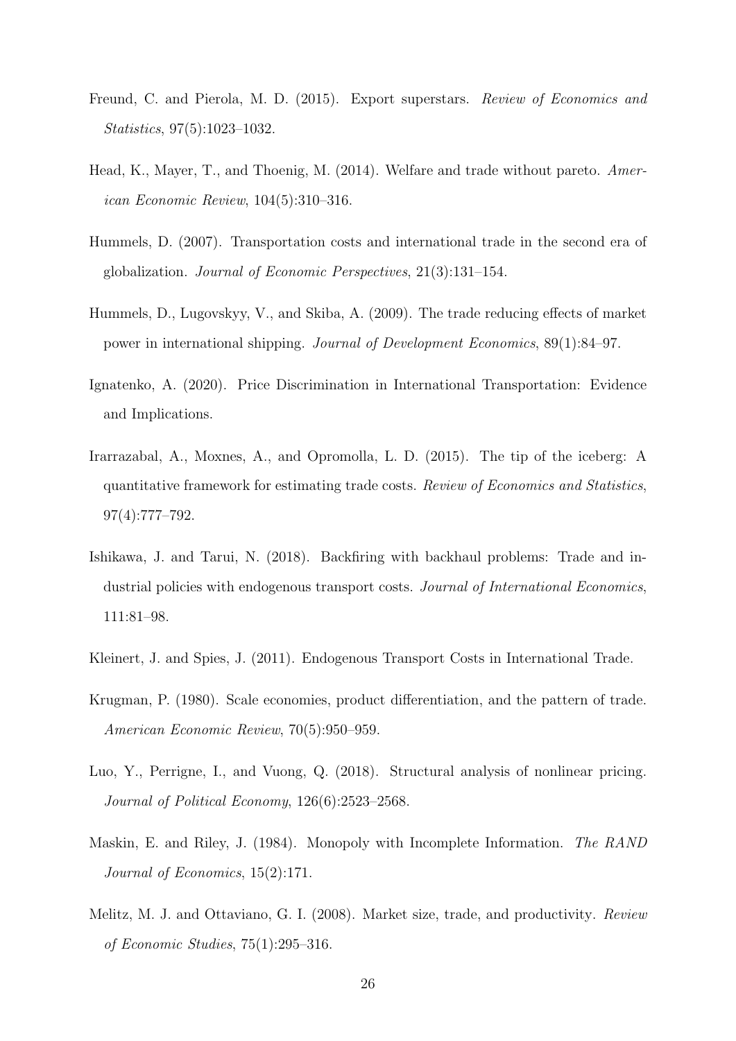Freund, C. and Pierola, M. D. (2015). Export superstars. *Review of Economics and Statistics*, 97(5):1023–1032.

Head, K., Mayer, T., and Thoenig, M. (2014). Welfare and trade without pareto. *American Economic Review*, 104(5):310–316.

Hummels, D. (2007). Transportation costs and international trade in the second era of globalization. *Journal of Economic Perspectives*, 21(3):131–154.

Hummels, D., Lugovskyy, V., and Skiba, A. (2009). The trade reducing effects of market power in international shipping. *Journal of Development Economics*, 89(1):84–97.

Ignatenko, A. (2020). Price Discrimination in International Transportation: Evidence and Implications.

Irarrazabal, A., Moxnes, A., and Opromolla, L. D. (2015). The tip of the iceberg: A quantitative framework for estimating trade costs. *Review of Economics and Statistics*, 97(4):777–792.

Ishikawa, J. and Tarui, N. (2018). Backfiring with backhaul problems: Trade and industrial policies with endogenous transport costs. *Journal of International Economics*, 111:81–98.

Kleinert, J. and Spies, J. (2011). Endogenous Transport Costs in International Trade.

Krugman, P. (1980). Scale economies, product differentiation, and the pattern of trade. *American Economic Review*, 70(5):950–959.

Luo, Y., Perrigne, I., and Vuong, Q. (2018). Structural analysis of nonlinear pricing. *Journal of Political Economy*, 126(6):2523–2568.

Maskin, E. and Riley, J. (1984). Monopoly with Incomplete Information. *The RAND Journal of Economics*, 15(2):171.

Melitz, M. J. and Ottaviano, G. I. (2008). Market size, trade, and productivity. *Review of Economic Studies*, 75(1):295–316.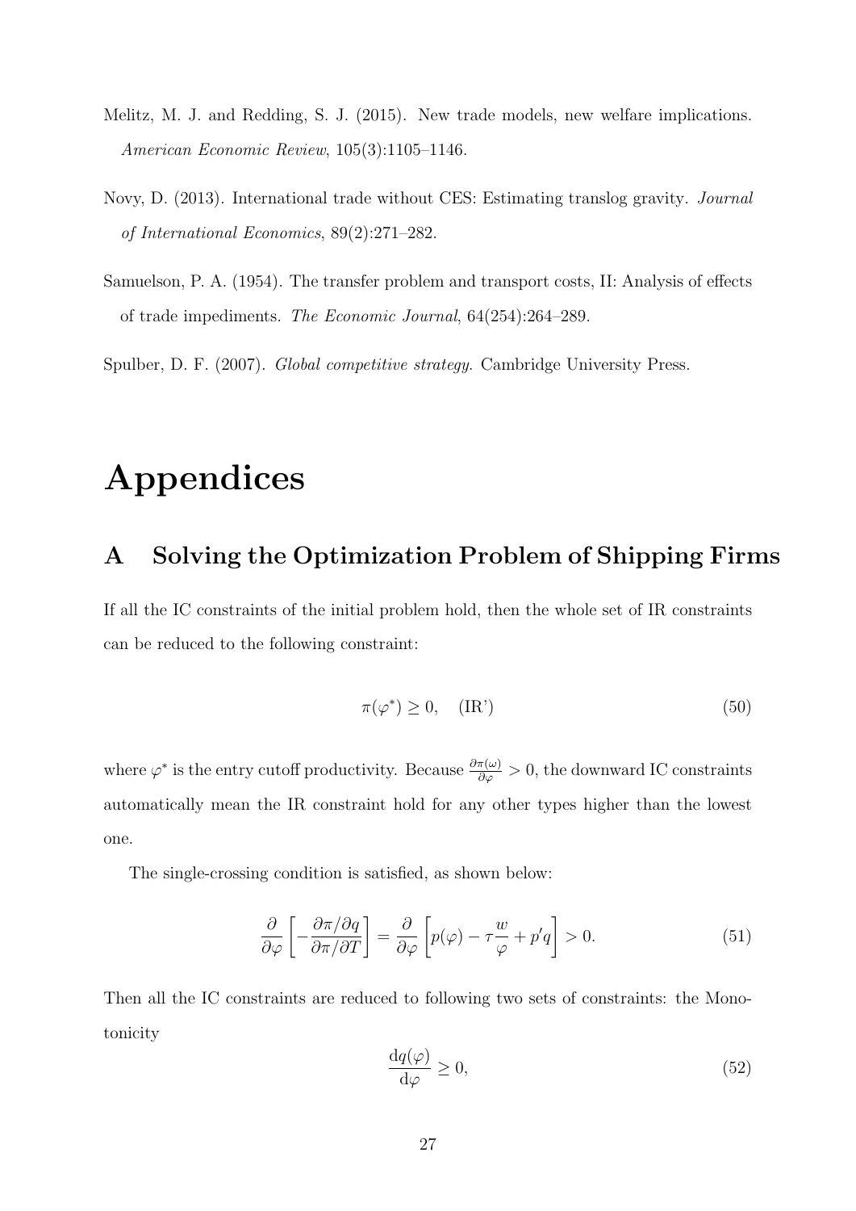Melitz, M. J. and Redding, S. J. (2015). New trade models, new welfare implications. *American Economic Review*, 105(3):1105–1146.

Novy, D. (2013). International trade without CES: Estimating translog gravity. *Journal of International Economics*, 89(2):271–282.

Samuelson, P. A. (1954). The transfer problem and transport costs, II: Analysis of effects of trade impediments. *The Economic Journal*, 64(254):264–289.

Spulber, D. F. (2007). *Global competitive strategy*. Cambridge University Press.

# Appendices

## A Solving the Optimization Problem of Shipping Firms

If all the IC constraints of the initial problem hold, then the whole set of IR constraints can be reduced to the following constraint:

$$\pi(\varphi^*) \geq 0, \quad \text{(IR')} \tag{50}$$

where $\varphi^*$ is the entry cutoff productivity. Because $\frac{\partial \pi(\omega)}{\partial \varphi} > 0$, the downward IC constraints automatically mean the IR constraint hold for any other types higher than the lowest one.

The single-crossing condition is satisfied, as shown below:

$$\frac{\partial}{\partial \varphi}\left[-\frac{\partial \pi/\partial q}{\partial \pi/\partial T}\right] = \frac{\partial}{\partial \varphi}\left[p(\varphi) - \tau\frac{w}{\varphi} + p'q\right] > 0. \tag{51}$$

Then all the IC constraints are reduced to following two sets of constraints: the Monotonicity

$$\frac{\mathrm{d}q(\varphi)}{\mathrm{d}\varphi} \geq 0, \tag{52}$$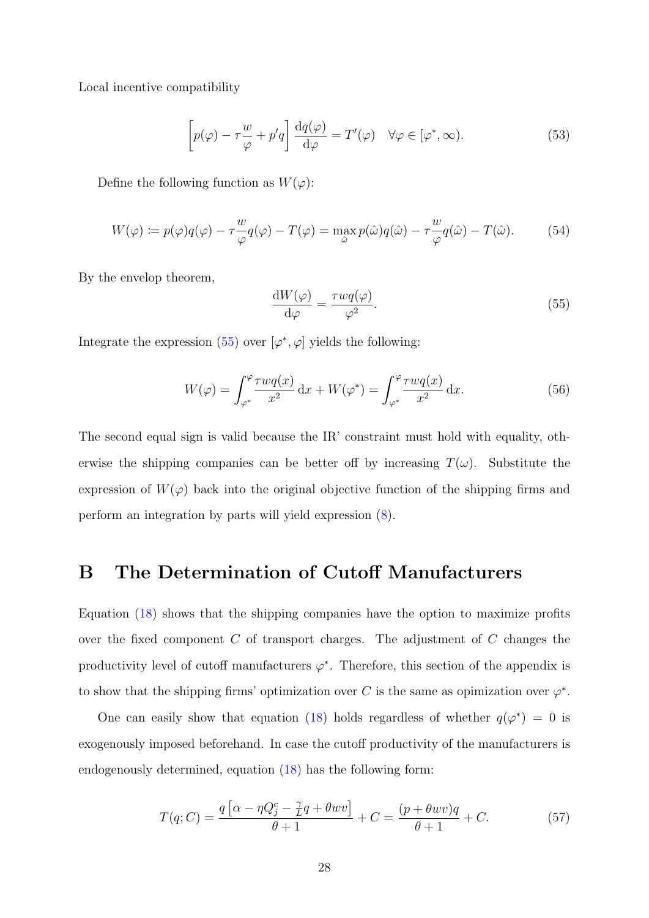Local incentive compatibility

$$\left[p(\varphi) - \tau\frac{w}{\varphi} + p'q\right]\frac{\mathrm{d}q(\varphi)}{\mathrm{d}\varphi} = T'(\varphi) \quad \forall \varphi \in [\varphi^*, \infty). \tag{53}$$

Define the following function as $W(\varphi)$:

$$W(\varphi) \coloneqq p(\varphi)q(\varphi) - \tau\frac{w}{\varphi}q(\varphi) - T(\varphi) = \max_{\hat{\omega}} p(\hat{\omega})q(\hat{\omega}) - \tau\frac{w}{\varphi}q(\hat{\omega}) - T(\hat{\omega}). \tag{54}$$

By the envelop theorem,

$$\frac{\mathrm{d}W(\varphi)}{\mathrm{d}\varphi} = \frac{\tau w q(\varphi)}{\varphi^2}. \tag{55}$$

Integrate the expression (55) over $[\varphi^*, \varphi]$ yields the following:

$$W(\varphi) = \int_{\varphi^*}^{\varphi} \frac{\tau w q(x)}{x^2}\,\mathrm{d}x + W(\varphi^*) = \int_{\varphi^*}^{\varphi} \frac{\tau w q(x)}{x^2}\,\mathrm{d}x. \tag{56}$$

The second equal sign is valid because the IR' constraint must hold with equality, otherwise the shipping companies can be better off by increasing $T(\omega)$. Substitute the expression of $W(\varphi)$ back into the original objective function of the shipping firms and perform an integration by parts will yield expression (8).

# B The Determination of Cutoff Manufacturers

Equation (18) shows that the shipping companies have the option to maximize profits over the fixed component $C$ of transport charges. The adjustment of $C$ changes the productivity level of cutoff manufacturers $\varphi^*$. Therefore, this section of the appendix is to show that the shipping firms' optimization over $C$ is the same as opimization over $\varphi^*$.

One can easily show that equation (18) holds regardless of whether $q(\varphi^*) = 0$ is exogenously imposed beforehand. In case the cutoff productivity of the manufacturers is endogenously determined, equation (18) has the following form:

$$T(q; C) = \frac{q\left[\alpha - \eta Q_j^c - \frac{\gamma}{L}q + \theta w v\right]}{\theta + 1} + C = \frac{(p + \theta w v)q}{\theta + 1} + C. \tag{57}$$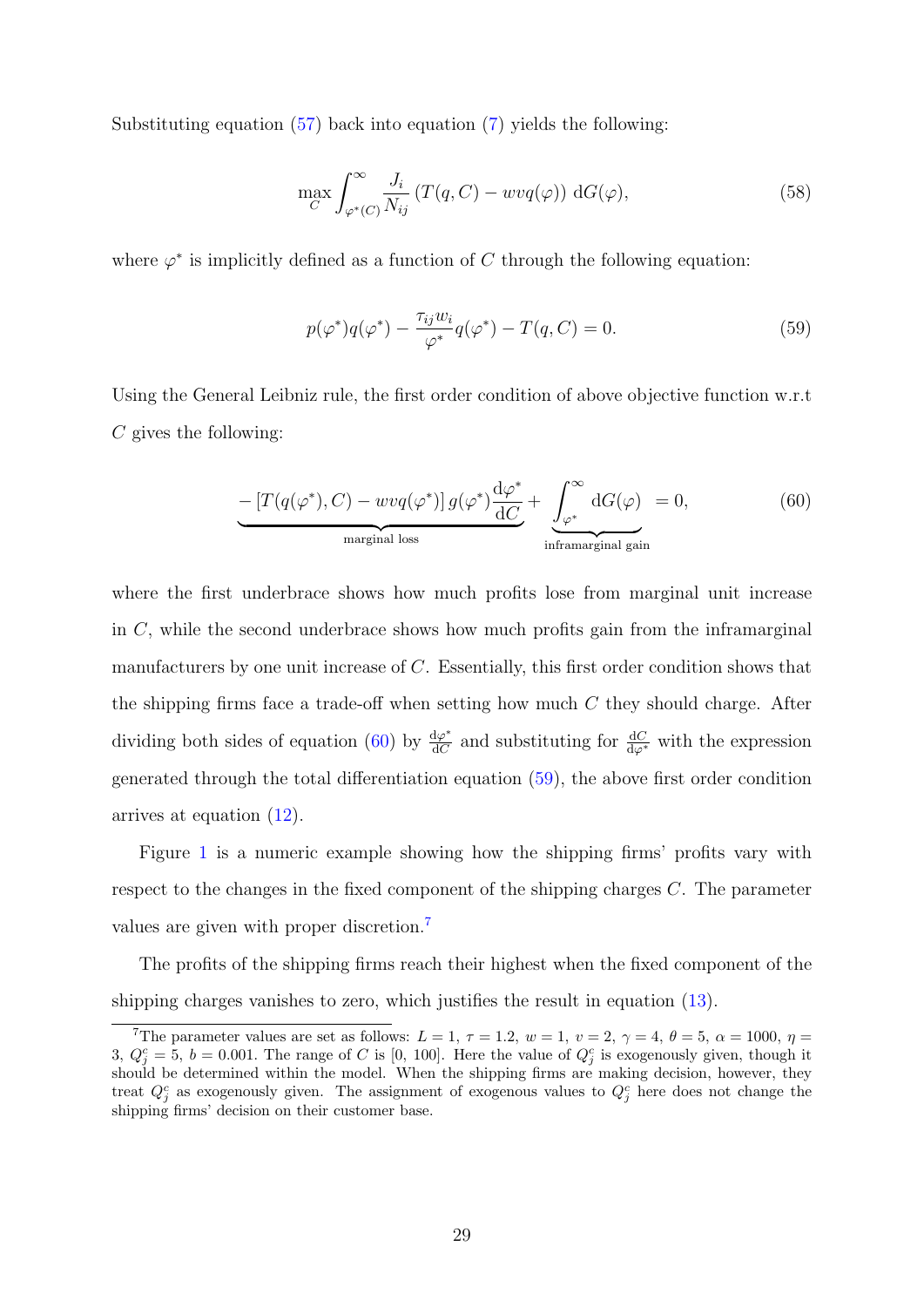Substituting equation (57) back into equation (7) yields the following:

$$\max_{C} \int_{\varphi^*(C)}^{\infty} \frac{J_i}{N_{ij}} \left(T(q, C) - wvq(\varphi)\right) \,\mathrm{d}G(\varphi), \tag{58}$$

where $\varphi^*$ is implicitly defined as a function of $C$ through the following equation:

$$p(\varphi^*)q(\varphi^*) - \frac{\tau_{ij} w_i}{\varphi^*} q(\varphi^*) - T(q, C) = 0. \tag{59}$$

Using the General Leibniz rule, the first order condition of above objective function w.r.t $C$ gives the following:

$$\underbrace{- \left[T(q(\varphi^*), C) - wvq(\varphi^*)\right] g(\varphi^*) \frac{\mathrm{d}\varphi^*}{\mathrm{d}C}}_{\text{marginal loss}} + \underbrace{\int_{\varphi^*}^{\infty} \mathrm{d}G(\varphi)}_{\text{inframarginal gain}} = 0, \tag{60}$$

where the first underbrace shows how much profits lose from marginal unit increase in $C$, while the second underbrace shows how much profits gain from the inframarginal manufacturers by one unit increase of $C$. Essentially, this first order condition shows that the shipping firms face a trade-off when setting how much $C$ they should charge. After dividing both sides of equation (60) by $\frac{\mathrm{d}\varphi^*}{\mathrm{d}C}$ and substituting for $\frac{\mathrm{d}C}{\mathrm{d}\varphi^*}$ with the expression generated through the total differentiation equation (59), the above first order condition arrives at equation (12).

Figure 1 is a numeric example showing how the shipping firms' profits vary with respect to the changes in the fixed component of the shipping charges $C$. The parameter values are given with proper discretion.[7]

The profits of the shipping firms reach their highest when the fixed component of the shipping charges vanishes to zero, which justifies the result in equation (13).

[7] The parameter values are set as follows: $L = 1$, $\tau = 1.2$, $w = 1$, $v = 2$, $\gamma = 4$, $\theta = 5$, $\alpha = 1000$, $\eta = 3$, $Q_j^c = 5$, $b = 0.001$. The range of $C$ is [0, 100]. Here the value of $Q_j^c$ is exogenously given, though it should be determined within the model. When the shipping firms are making decision, however, they treat $Q_j^c$ as exogenously given. The assignment of exogenous values to $Q_j^c$ here does not change the shipping firms' decision on their customer base.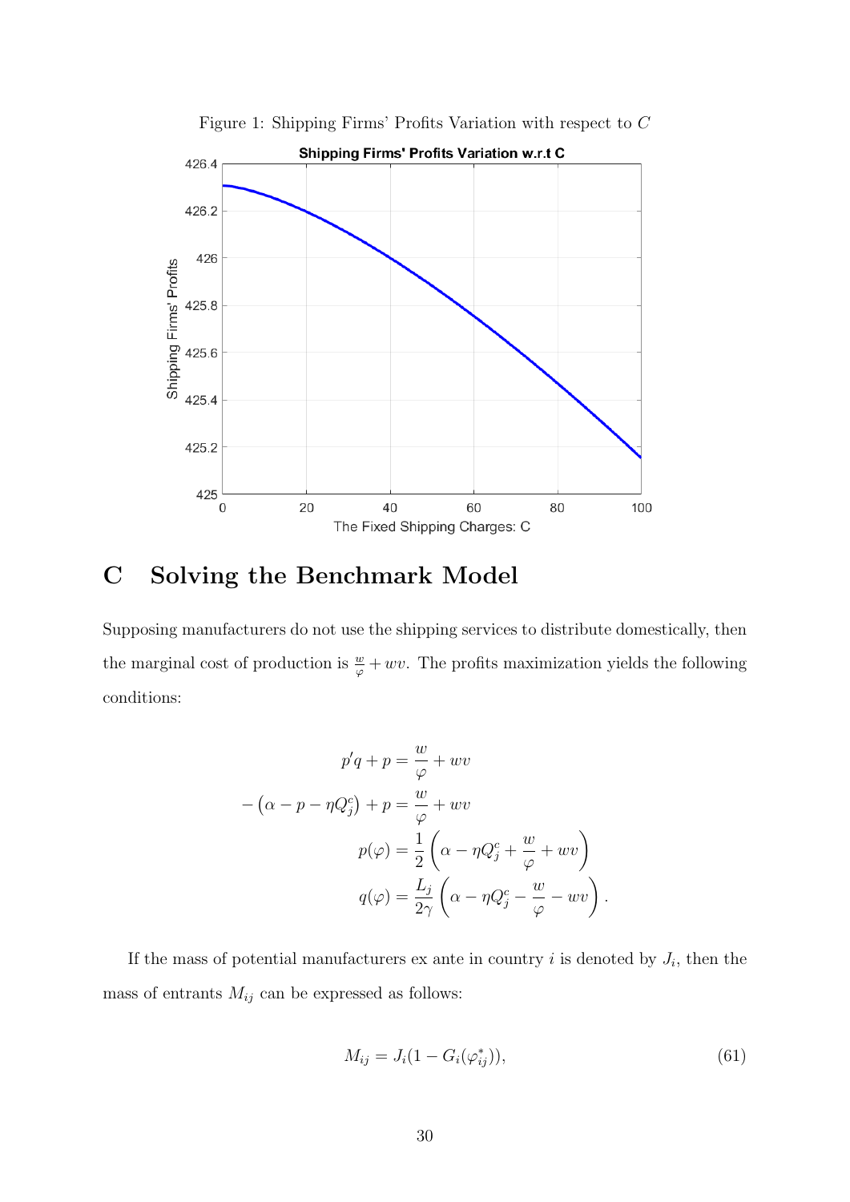Figure 1: Shipping Firms' Profits Variation with respect to $C$

## C Solving the Benchmark Model

Supposing manufacturers do not use the shipping services to distribute domestically, then the marginal cost of production is $\frac{w}{\varphi} + wv$. The profits maximization yields the following conditions:

$$
\begin{aligned}
p'q + p &= \frac{w}{\varphi} + wv \\
-\left(\alpha - p - \eta Q_j^c\right) + p &= \frac{w}{\varphi} + wv \\
p(\varphi) &= \frac{1}{2}\left(\alpha - \eta Q_j^c + \frac{w}{\varphi} + wv\right) \\
q(\varphi) &= \frac{L_j}{2\gamma}\left(\alpha - \eta Q_j^c - \frac{w}{\varphi} - wv\right).
\end{aligned}
$$

If the mass of potential manufacturers ex ante in country $i$ is denoted by $J_i$, then the mass of entrants $M_{ij}$ can be expressed as follows:

$$
M_{ij} = J_i(1 - G_i(\varphi_{ij}^*)), \tag{61}
$$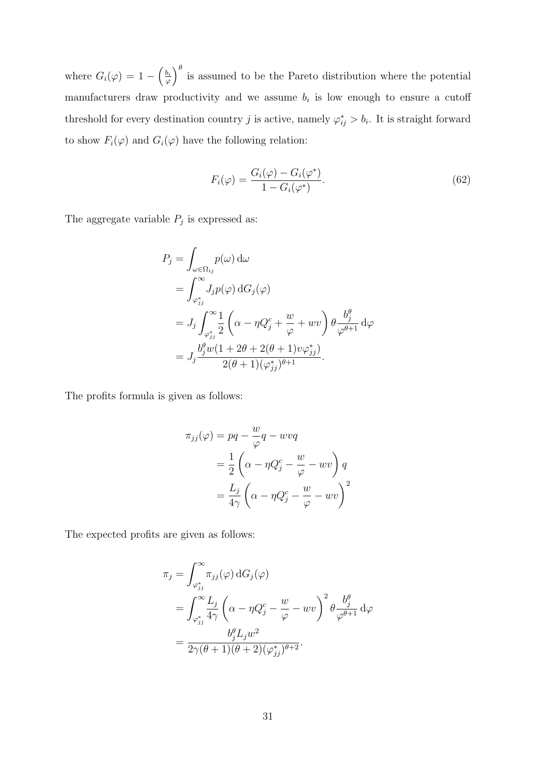where $G_i(\varphi) = 1 - \left(\frac{b_i}{\varphi}\right)^\theta$ is assumed to be the Pareto distribution where the potential manufacturers draw productivity and we assume $b_i$ is low enough to ensure a cutoff threshold for every destination country $j$ is active, namely $\varphi_{ij}^* > b_i$. It is straight forward to show $F_i(\varphi)$ and $G_i(\varphi)$ have the following relation:

$$F_i(\varphi) = \frac{G_i(\varphi) - G_i(\varphi^*)}{1 - G_i(\varphi^*)}. \tag{62}$$

The aggregate variable $P_j$ is expressed as:

$$\begin{aligned}
P_j &= \int_{\omega \in \Omega_{ij}} p(\omega) \, \mathrm{d}\omega \\
&= \int_{\varphi_{jj}^*}^{\infty} J_j p(\varphi) \, \mathrm{d}G_j(\varphi) \\
&= J_j \int_{\varphi_{jj}^*}^{\infty} \frac{1}{2} \left( \alpha - \eta Q_j^c + \frac{w}{\varphi} + wv \right) \theta \frac{b_j^\theta}{\varphi^{\theta+1}} \, \mathrm{d}\varphi \\
&= J_j \frac{b_j^\theta w (1 + 2\theta + 2(\theta+1) v \varphi_{jj}^*)}{2(\theta+1)(\varphi_{jj}^*)^{\theta+1}}.
\end{aligned}$$

The profits formula is given as follows:

$$\begin{aligned}
\pi_{jj}(\varphi) &= pq - \frac{w}{\varphi} q - wvq \\
&= \frac{1}{2} \left( \alpha - \eta Q_j^c - \frac{w}{\varphi} - wv \right) q \\
&= \frac{L_j}{4\gamma} \left( \alpha - \eta Q_j^c - \frac{w}{\varphi} - wv \right)^2
\end{aligned}$$

The expected profits are given as follows:

$$\begin{aligned}
\pi_j &= \int_{\varphi_{jj}^*}^{\infty} \pi_{jj}(\varphi) \, \mathrm{d}G_j(\varphi) \\
&= \int_{\varphi_{jj}^*}^{\infty} \frac{L_j}{4\gamma} \left( \alpha - \eta Q_j^c - \frac{w}{\varphi} - wv \right)^2 \theta \frac{b_j^\theta}{\varphi^{\theta+1}} \, \mathrm{d}\varphi \\
&= \frac{b_j^\theta L_j w^2}{2\gamma(\theta+1)(\theta+2)(\varphi_{jj}^*)^{\theta+2}}.
\end{aligned}$$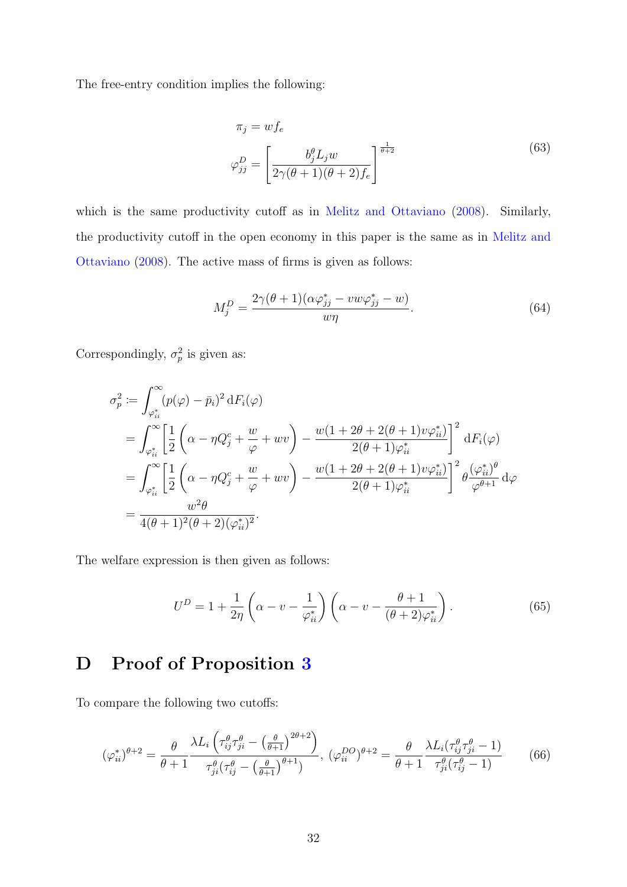The free-entry condition implies the following:

$$
\begin{aligned}
\pi_j &= w f_e \\
\varphi_{jj}^D &= \left[\frac{b_j^\theta L_j w}{2\gamma(\theta+1)(\theta+2) f_e}\right]^{\frac{1}{\theta+2}}
\end{aligned}
\tag{63}
$$

which is the same productivity cutoff as in Melitz and Ottaviano (2008). Similarly, the productivity cutoff in the open economy in this paper is the same as in Melitz and Ottaviano (2008). The active mass of firms is given as follows:

$$
M_j^D = \frac{2\gamma(\theta+1)(\alpha\varphi_{jj}^* - vw\varphi_{jj}^* - w)}{w\eta}. \tag{64}
$$

Correspondingly, $\sigma_p^2$ is given as:

$$
\begin{aligned}
\sigma_p^2 &:= \int_{\varphi_{ii}^*}^{\infty} (p(\varphi) - \bar{p}_i)^2 \,\mathrm{d}F_i(\varphi) \\
&= \int_{\varphi_{ii}^*}^{\infty} \left[\frac{1}{2}\left(\alpha - \eta Q_j^c + \frac{w}{\varphi} + wv\right) - \frac{w(1+2\theta+2(\theta+1)v\varphi_{ii}^*)}{2(\theta+1)\varphi_{ii}^*}\right]^2 \mathrm{d}F_i(\varphi) \\
&= \int_{\varphi_{ii}^*}^{\infty} \left[\frac{1}{2}\left(\alpha - \eta Q_j^c + \frac{w}{\varphi} + wv\right) - \frac{w(1+2\theta+2(\theta+1)v\varphi_{ii}^*)}{2(\theta+1)\varphi_{ii}^*}\right]^2 \theta\frac{(\varphi_{ii}^*)^\theta}{\varphi^{\theta+1}} \,\mathrm{d}\varphi \\
&= \frac{w^2\theta}{4(\theta+1)^2(\theta+2)(\varphi_{ii}^*)^2}.
\end{aligned}
$$

The welfare expression is then given as follows:

$$
U^D = 1 + \frac{1}{2\eta}\left(\alpha - v - \frac{1}{\varphi_{ii}^*}\right)\left(\alpha - v - \frac{\theta+1}{(\theta+2)\varphi_{ii}^*}\right). \tag{65}
$$

# D Proof of Proposition 3

To compare the following two cutoffs:

$$
(\varphi_{ii}^*)^{\theta+2} = \frac{\theta}{\theta+1}\frac{\lambda L_i\left(\tau_{ij}^\theta\tau_{ji}^\theta - \left(\frac{\theta}{\theta+1}\right)^{2\theta+2}\right)}{\tau_{ji}^\theta\left(\tau_{ij}^\theta - \left(\frac{\theta}{\theta+1}\right)^{\theta+1}\right)}, \; (\varphi_{ii}^{DO})^{\theta+2} = \frac{\theta}{\theta+1}\frac{\lambda L_i(\tau_{ij}^\theta\tau_{ji}^\theta - 1)}{\tau_{ji}^\theta(\tau_{ij}^\theta - 1)} \tag{66}
$$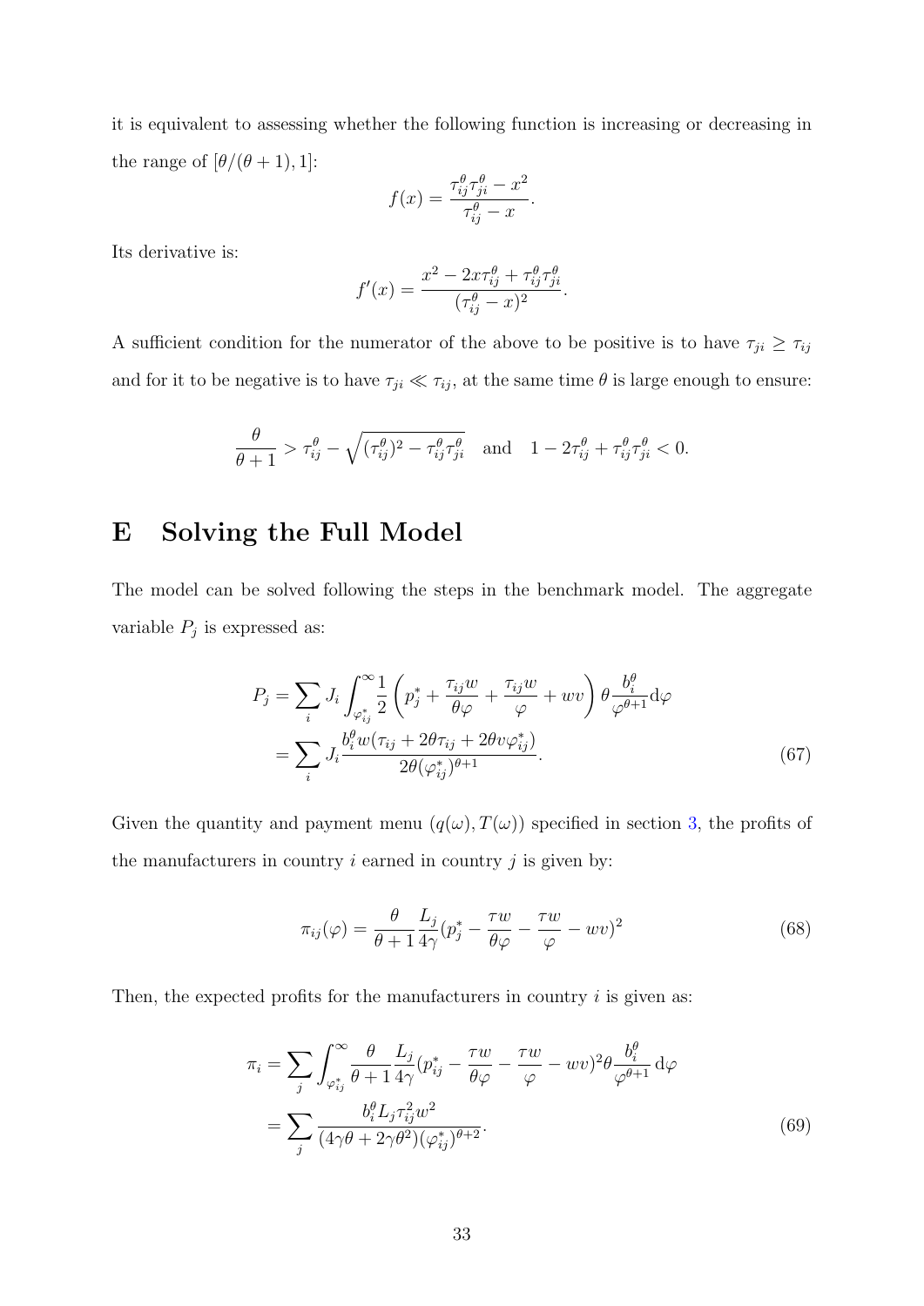it is equivalent to assessing whether the following function is increasing or decreasing in the range of $[\theta/(\theta+1), 1]$:

$$f(x) = \frac{\tau_{ij}^{\theta}\tau_{ji}^{\theta} - x^2}{\tau_{ij}^{\theta} - x}.$$

Its derivative is:

$$f'(x) = \frac{x^2 - 2x\tau_{ij}^{\theta} + \tau_{ij}^{\theta}\tau_{ji}^{\theta}}{(\tau_{ij}^{\theta} - x)^2}.$$

A sufficient condition for the numerator of the above to be positive is to have $\tau_{ji} \geq \tau_{ij}$ and for it to be negative is to have $\tau_{ji} \ll \tau_{ij}$, at the same time $\theta$ is large enough to ensure:

$$\frac{\theta}{\theta+1} > \tau_{ij}^{\theta} - \sqrt{(\tau_{ij}^{\theta})^2 - \tau_{ij}^{\theta}\tau_{ji}^{\theta}} \quad \text{and} \quad 1 - 2\tau_{ij}^{\theta} + \tau_{ij}^{\theta}\tau_{ji}^{\theta} < 0.$$

# E Solving the Full Model

The model can be solved following the steps in the benchmark model. The aggregate variable $P_j$ is expressed as:

$$\begin{aligned} P_j &= \sum_i J_i \int_{\varphi_{ij}^*}^{\infty} \frac{1}{2}\left(p_j^* + \frac{\tau_{ij}w}{\theta\varphi} + \frac{\tau_{ij}w}{\varphi} + wv\right)\theta \frac{b_i^{\theta}}{\varphi^{\theta+1}} \mathrm{d}\varphi \\ &= \sum_i J_i \frac{b_i^{\theta} w(\tau_{ij} + 2\theta\tau_{ij} + 2\theta v \varphi_{ij}^*)}{2\theta(\varphi_{ij}^*)^{\theta+1}}. \end{aligned} \tag{67}$$

Given the quantity and payment menu $(q(\omega), T(\omega))$ specified in section 3, the profits of the manufacturers in country $i$ earned in country $j$ is given by:

$$\pi_{ij}(\varphi) = \frac{\theta}{\theta+1}\frac{L_j}{4\gamma}\left(p_j^* - \frac{\tau w}{\theta\varphi} - \frac{\tau w}{\varphi} - wv\right)^2 \tag{68}$$

Then, the expected profits for the manufacturers in country $i$ is given as:

$$\begin{aligned} \pi_i &= \sum_j \int_{\varphi_{ij}^*}^{\infty} \frac{\theta}{\theta+1}\frac{L_j}{4\gamma}\left(p_{ij}^* - \frac{\tau w}{\theta\varphi} - \frac{\tau w}{\varphi} - wv\right)^2 \theta \frac{b_i^{\theta}}{\varphi^{\theta+1}} \mathrm{d}\varphi \\ &= \sum_j \frac{b_i^{\theta} L_j \tau_{ij}^2 w^2}{(4\gamma\theta + 2\gamma\theta^2)(\varphi_{ij}^*)^{\theta+2}}. \end{aligned} \tag{69}$$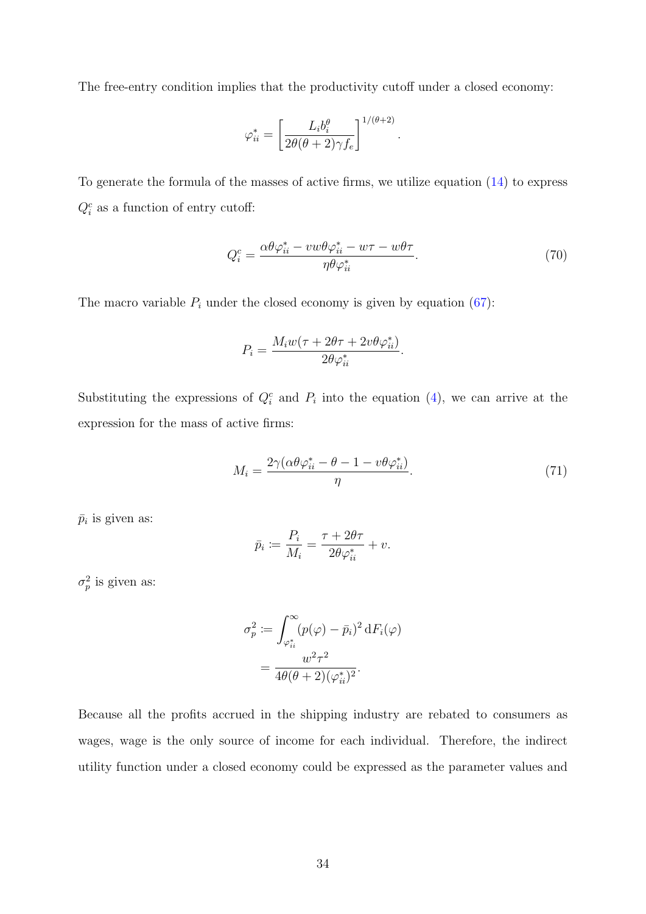The free-entry condition implies that the productivity cutoff under a closed economy:

$$\varphi_{ii}^{*} = \left[\frac{L_i b_i^{\theta}}{2\theta(\theta+2)\gamma f_e}\right]^{1/(\theta+2)}.$$

To generate the formula of the masses of active firms, we utilize equation (14) to express $Q_i^c$ as a function of entry cutoff:

$$Q_i^c = \frac{\alpha\theta\varphi_{ii}^{*} - vw\theta\varphi_{ii}^{*} - w\tau - w\theta\tau}{\eta\theta\varphi_{ii}^{*}}. \tag{70}$$

The macro variable $P_i$ under the closed economy is given by equation (67):

$$P_i = \frac{M_i w(\tau + 2\theta\tau + 2v\theta\varphi_{ii}^{*})}{2\theta\varphi_{ii}^{*}}.$$

Substituting the expressions of $Q_i^c$ and $P_i$ into the equation (4), we can arrive at the expression for the mass of active firms:

$$M_i = \frac{2\gamma(\alpha\theta\varphi_{ii}^{*} - \theta - 1 - v\theta\varphi_{ii}^{*})}{\eta}. \tag{71}$$

$\bar{p}_i$ is given as:

$$\bar{p}_i := \frac{P_i}{M_i} = \frac{\tau + 2\theta\tau}{2\theta\varphi_{ii}^{*}} + v.$$

$\sigma_p^2$ is given as:

$$\begin{aligned}\sigma_p^2 &:= \int_{\varphi_{ii}^{*}}^{\infty} (p(\varphi) - \bar{p}_i)^2 \, \mathrm{d}F_i(\varphi) \\ &= \frac{w^2\tau^2}{4\theta(\theta+2)(\varphi_{ii}^{*})^2}.\end{aligned}$$

Because all the profits accrued in the shipping industry are rebated to consumers as wages, wage is the only source of income for each individual. Therefore, the indirect utility function under a closed economy could be expressed as the parameter values and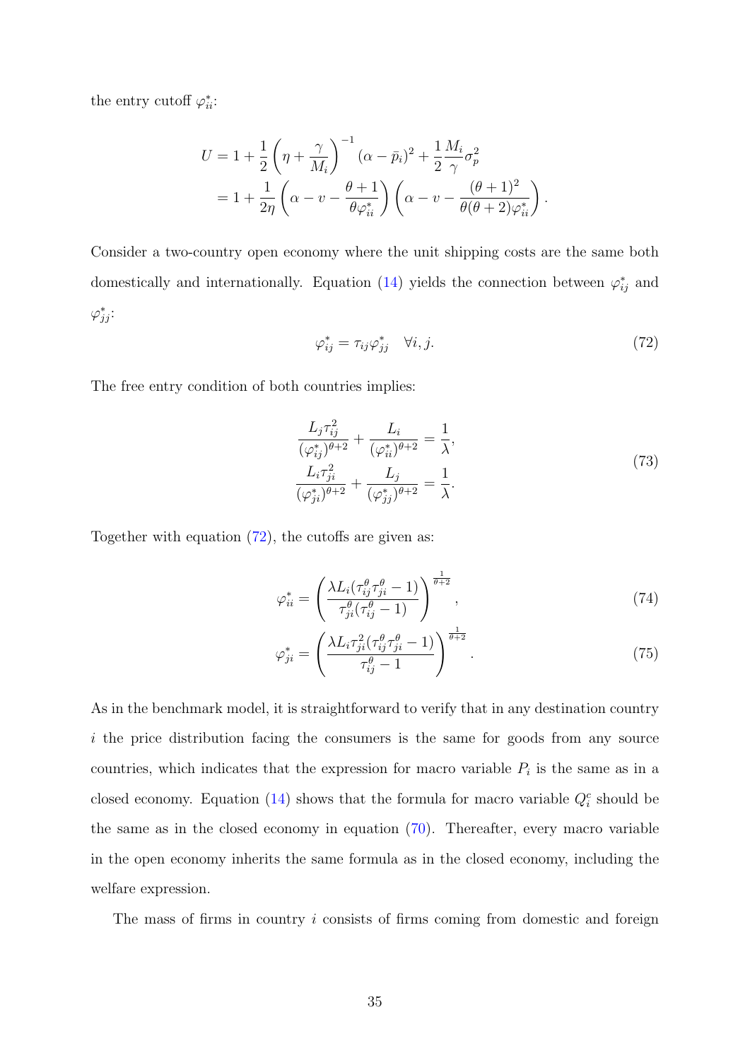the entry cutoff $\varphi_{ii}^*$:

$$
\begin{aligned}
U &= 1 + \frac{1}{2}\left(\eta + \frac{\gamma}{M_i}\right)^{-1}(\alpha - \bar{p}_i)^2 + \frac{1}{2}\frac{M_i}{\gamma}\sigma_p^2 \\
&= 1 + \frac{1}{2\eta}\left(\alpha - v - \frac{\theta+1}{\theta\varphi_{ii}^*}\right)\left(\alpha - v - \frac{(\theta+1)^2}{\theta(\theta+2)\varphi_{ii}^*}\right).
\end{aligned}
$$

Consider a two-country open economy where the unit shipping costs are the same both domestically and internationally. Equation (14) yields the connection between $\varphi_{ij}^*$ and $\varphi_{jj}^*$:

$$
\varphi_{ij}^* = \tau_{ij}\varphi_{jj}^* \quad \forall i, j. \tag{72}
$$

The free entry condition of both countries implies:

$$
\begin{aligned}
\frac{L_j \tau_{ij}^2}{(\varphi_{ij}^*)^{\theta+2}} + \frac{L_i}{(\varphi_{ii}^*)^{\theta+2}} &= \frac{1}{\lambda}, \\
\frac{L_i \tau_{ji}^2}{(\varphi_{ji}^*)^{\theta+2}} + \frac{L_j}{(\varphi_{jj}^*)^{\theta+2}} &= \frac{1}{\lambda}.
\end{aligned} \tag{73}
$$

Together with equation (72), the cutoffs are given as:

$$
\varphi_{ii}^* = \left(\frac{\lambda L_i(\tau_{ij}^\theta \tau_{ji}^\theta - 1)}{\tau_{ji}^\theta(\tau_{ij}^\theta - 1)}\right)^{\frac{1}{\theta+2}}, \tag{74}
$$

$$
\varphi_{ji}^* = \left(\frac{\lambda L_i \tau_{ji}^2(\tau_{ij}^\theta \tau_{ji}^\theta - 1)}{\tau_{ij}^\theta - 1}\right)^{\frac{1}{\theta+2}}. \tag{75}
$$

As in the benchmark model, it is straightforward to verify that in any destination country $i$ the price distribution facing the consumers is the same for goods from any source countries, which indicates that the expression for macro variable $P_i$ is the same as in a closed economy. Equation (14) shows that the formula for macro variable $Q_i^c$ should be the same as in the closed economy in equation (70). Thereafter, every macro variable in the open economy inherits the same formula as in the closed economy, including the welfare expression.

The mass of firms in country $i$ consists of firms coming from domestic and foreign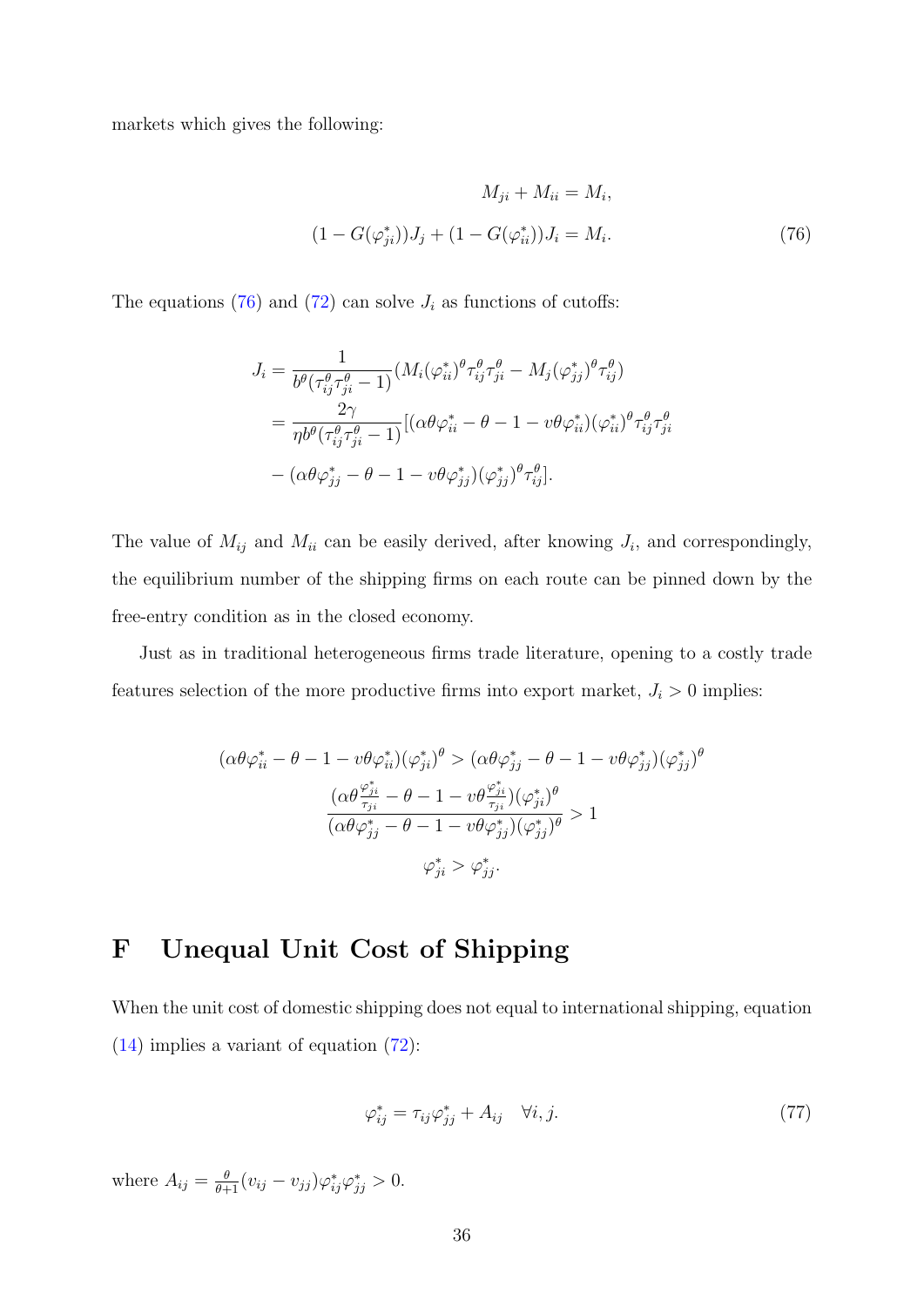markets which gives the following:

$$
\begin{aligned}
M_{ji} + M_{ii} &= M_i, \\
(1 - G(\varphi_{ji}^*))J_j + (1 - G(\varphi_{ii}^*))J_i &= M_i.
\end{aligned}
\tag{76}
$$

The equations (76) and (72) can solve $J_i$ as functions of cutoffs:

$$
\begin{aligned}
J_i &= \frac{1}{b^\theta(\tau_{ij}^\theta \tau_{ji}^\theta - 1)}(M_i(\varphi_{ii}^*)^\theta \tau_{ij}^\theta \tau_{ji}^\theta - M_j(\varphi_{jj}^*)^\theta \tau_{ij}^\theta) \\
&= \frac{2\gamma}{\eta b^\theta(\tau_{ij}^\theta \tau_{ji}^\theta - 1)}[(\alpha\theta\varphi_{ii}^* - \theta - 1 - v\theta\varphi_{ii}^*)(\varphi_{ii}^*)^\theta \tau_{ij}^\theta \tau_{ji}^\theta \\
&\quad - (\alpha\theta\varphi_{jj}^* - \theta - 1 - v\theta\varphi_{jj}^*)(\varphi_{jj}^*)^\theta \tau_{ij}^\theta].
\end{aligned}
$$

The value of $M_{ij}$ and $M_{ii}$ can be easily derived, after knowing $J_i$, and correspondingly, the equilibrium number of the shipping firms on each route can be pinned down by the free-entry condition as in the closed economy.

Just as in traditional heterogeneous firms trade literature, opening to a costly trade features selection of the more productive firms into export market, $J_i > 0$ implies:

$$
\begin{gathered}
(\alpha\theta\varphi_{ii}^* - \theta - 1 - v\theta\varphi_{ii}^*)(\varphi_{ji}^*)^\theta > (\alpha\theta\varphi_{jj}^* - \theta - 1 - v\theta\varphi_{jj}^*)(\varphi_{jj}^*)^\theta \\
\frac{(\alpha\theta\frac{\varphi_{ji}^*}{\tau_{ji}} - \theta - 1 - v\theta\frac{\varphi_{ji}^*}{\tau_{ji}})(\varphi_{ji}^*)^\theta}{(\alpha\theta\varphi_{jj}^* - \theta - 1 - v\theta\varphi_{jj}^*)(\varphi_{jj}^*)^\theta} > 1 \\
\varphi_{ji}^* > \varphi_{jj}^*.
\end{gathered}
$$

# F Unequal Unit Cost of Shipping

When the unit cost of domestic shipping does not equal to international shipping, equation (14) implies a variant of equation (72):

$$
\varphi_{ij}^* = \tau_{ij}\varphi_{jj}^* + A_{ij} \quad \forall i, j. \tag{77}
$$

where $A_{ij} = \frac{\theta}{\theta+1}(v_{ij} - v_{jj})\varphi_{ij}^*\varphi_{jj}^* > 0$.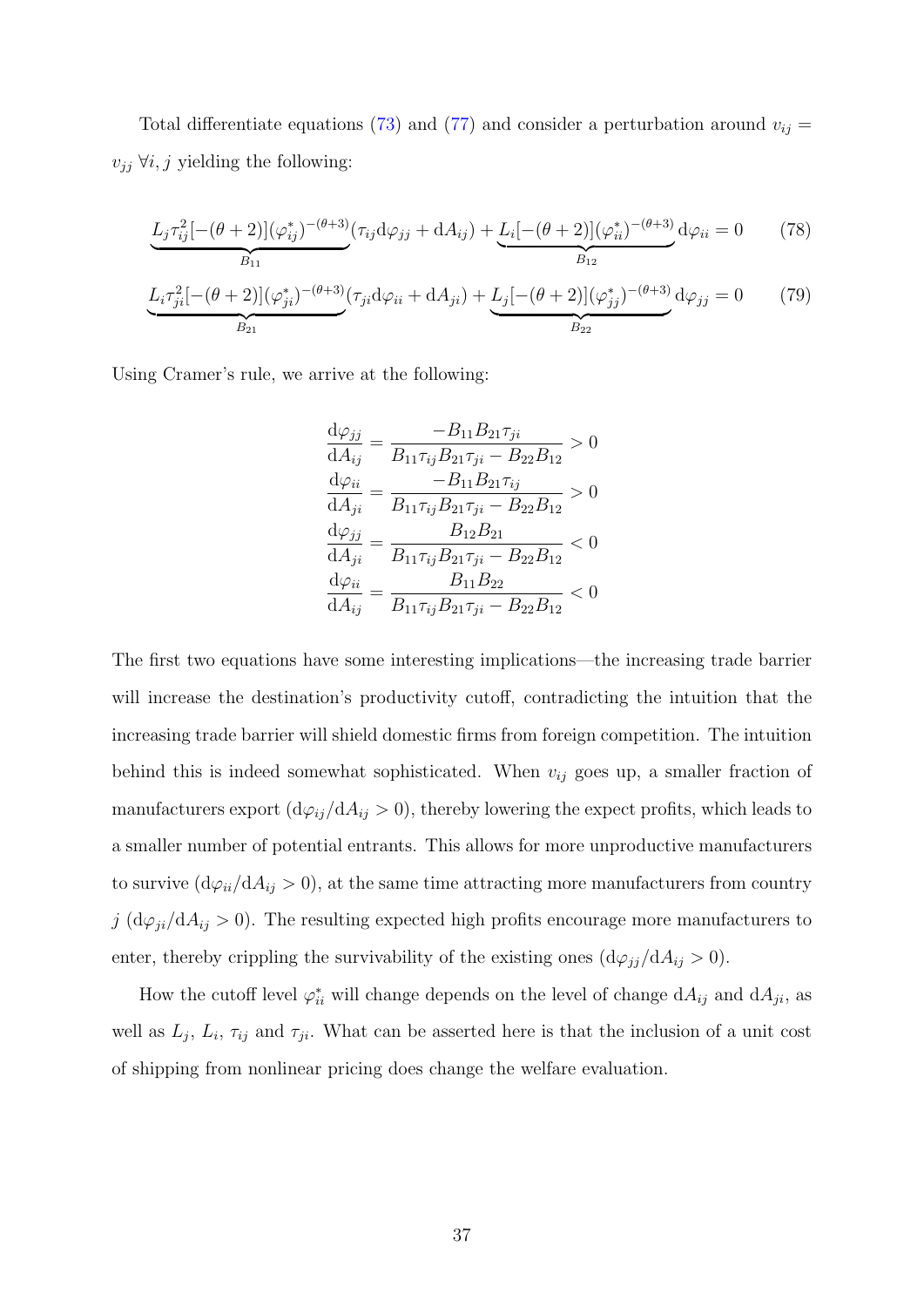Total differentiate equations (73) and (77) and consider a perturbation around $v_{ij} = v_{jj}$ $\forall i, j$ yielding the following:

$$\underbrace{L_j \tau_{ij}^2 [-(\theta+2)](\varphi_{ij}^*)^{-(\theta+3)}}_{B_{11}} (\tau_{ij} \mathrm{d}\varphi_{jj} + \mathrm{d}A_{ij}) + \underbrace{L_i [-(\theta+2)](\varphi_{ii}^*)^{-(\theta+3)}}_{B_{12}} \mathrm{d}\varphi_{ii} = 0 \tag{78}$$

$$\underbrace{L_i \tau_{ji}^2 [-(\theta+2)](\varphi_{ji}^*)^{-(\theta+3)}}_{B_{21}} (\tau_{ji} \mathrm{d}\varphi_{ii} + \mathrm{d}A_{ji}) + \underbrace{L_j [-(\theta+2)](\varphi_{jj}^*)^{-(\theta+3)}}_{B_{22}} \mathrm{d}\varphi_{jj} = 0 \tag{79}$$

Using Cramer's rule, we arrive at the following:

$$\frac{\mathrm{d}\varphi_{jj}}{\mathrm{d}A_{ij}} = \frac{-B_{11} B_{21} \tau_{ji}}{B_{11} \tau_{ij} B_{21} \tau_{ji} - B_{22} B_{12}} > 0$$

$$\frac{\mathrm{d}\varphi_{ii}}{\mathrm{d}A_{ji}} = \frac{-B_{11} B_{21} \tau_{ij}}{B_{11} \tau_{ij} B_{21} \tau_{ji} - B_{22} B_{12}} > 0$$

$$\frac{\mathrm{d}\varphi_{jj}}{\mathrm{d}A_{ji}} = \frac{B_{12} B_{21}}{B_{11} \tau_{ij} B_{21} \tau_{ji} - B_{22} B_{12}} < 0$$

$$\frac{\mathrm{d}\varphi_{ii}}{\mathrm{d}A_{ij}} = \frac{B_{11} B_{22}}{B_{11} \tau_{ij} B_{21} \tau_{ji} - B_{22} B_{12}} < 0$$

The first two equations have some interesting implications—the increasing trade barrier will increase the destination's productivity cutoff, contradicting the intuition that the increasing trade barrier will shield domestic firms from foreign competition. The intuition behind this is indeed somewhat sophisticated. When $v_{ij}$ goes up, a smaller fraction of manufacturers export ($\mathrm{d}\varphi_{ij}/\mathrm{d}A_{ij} > 0$), thereby lowering the expect profits, which leads to a smaller number of potential entrants. This allows for more unproductive manufacturers to survive ($\mathrm{d}\varphi_{ii}/\mathrm{d}A_{ij} > 0$), at the same time attracting more manufacturers from country $j$ ($\mathrm{d}\varphi_{ji}/\mathrm{d}A_{ij} > 0$). The resulting expected high profits encourage more manufacturers to enter, thereby crippling the survivability of the existing ones ($\mathrm{d}\varphi_{jj}/\mathrm{d}A_{ij} > 0$).

How the cutoff level $\varphi_{ii}^*$ will change depends on the level of change $\mathrm{d}A_{ij}$ and $\mathrm{d}A_{ji}$, as well as $L_j$, $L_i$, $\tau_{ij}$ and $\tau_{ji}$. What can be asserted here is that the inclusion of a unit cost of shipping from nonlinear pricing does change the welfare evaluation.